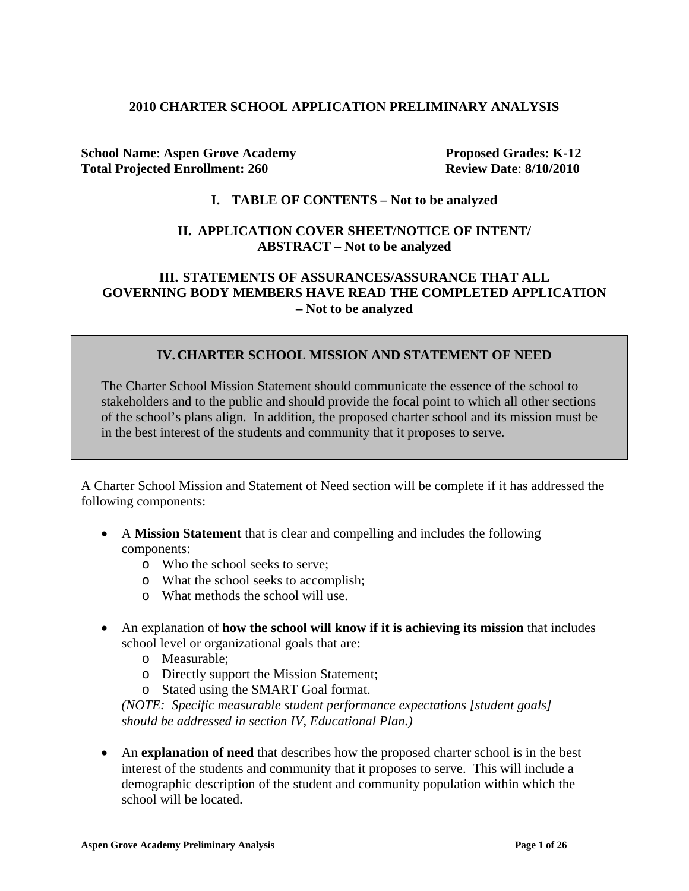# 2010 CHARTER SCHOOL APPLICATION PRELIMINARY ANALYSIS

**School Name**: **Aspen Grove Academy** **Proposed Grades: K-12**
**Total Projected Enrollment: 260** **Review Date**: **8/10/2010**

## I. TABLE OF CONTENTS – Not to be analyzed

## II. APPLICATION COVER SHEET/NOTICE OF INTENT/ ABSTRACT – Not to be analyzed

## III. STATEMENTS OF ASSURANCES/ASSURANCE THAT ALL GOVERNING BODY MEMBERS HAVE READ THE COMPLETED APPLICATION – Not to be analyzed

## IV. CHARTER SCHOOL MISSION AND STATEMENT OF NEED

The Charter School Mission Statement should communicate the essence of the school to stakeholders and to the public and should provide the focal point to which all other sections of the school's plans align. In addition, the proposed charter school and its mission must be in the best interest of the students and community that it proposes to serve.

A Charter School Mission and Statement of Need section will be complete if it has addressed the following components:

- A **Mission Statement** that is clear and compelling and includes the following components:
  - Who the school seeks to serve;
  - What the school seeks to accomplish;
  - What methods the school will use.
- An explanation of **how the school will know if it is achieving its mission** that includes school level or organizational goals that are:
  - Measurable;
  - Directly support the Mission Statement;
  - Stated using the SMART Goal format.

  *(NOTE: Specific measurable student performance expectations [student goals] should be addressed in section IV, Educational Plan.)*
- An **explanation of need** that describes how the proposed charter school is in the best interest of the students and community that it proposes to serve. This will include a demographic description of the student and community population within which the school will be located.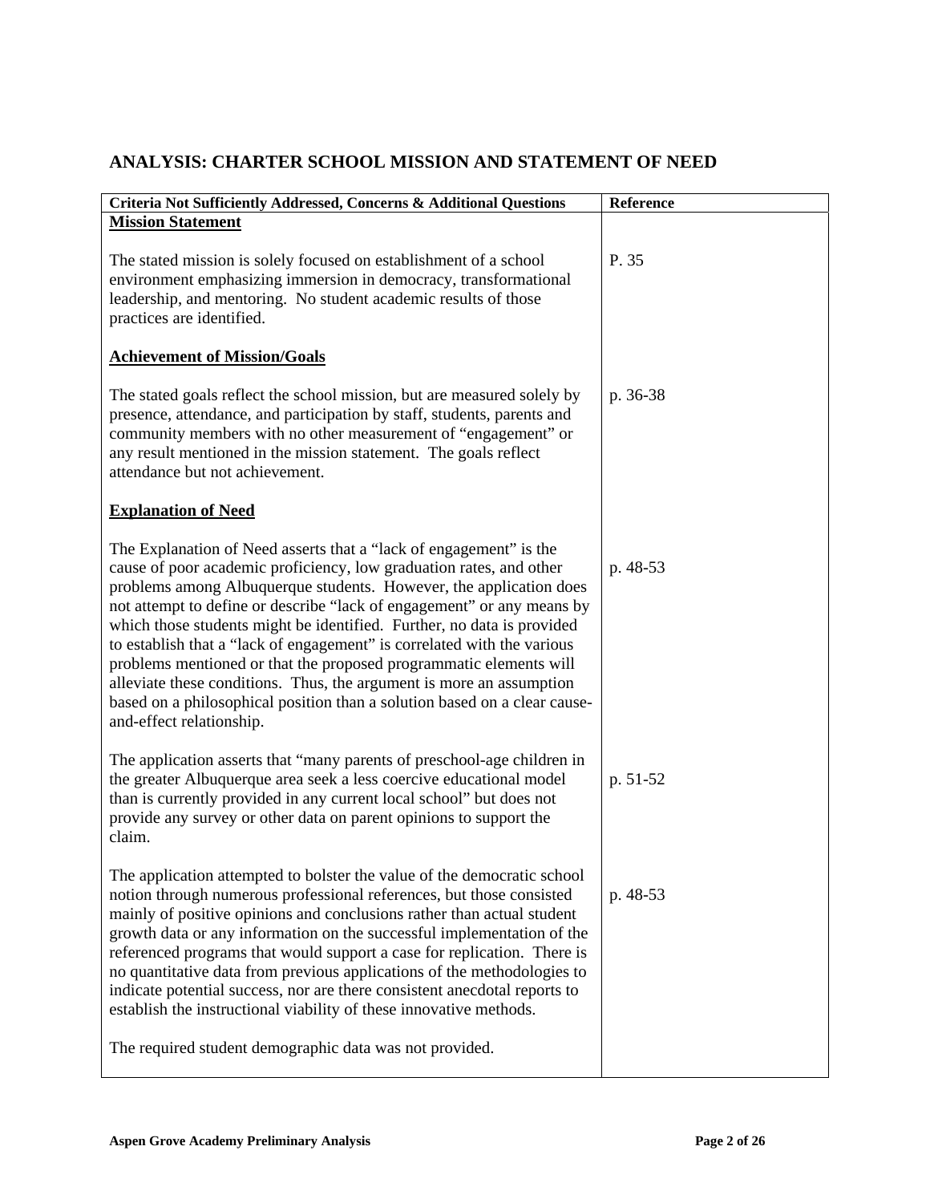## ANALYSIS: CHARTER SCHOOL MISSION AND STATEMENT OF NEED

| Criteria Not Sufficiently Addressed, Concerns & Additional Questions | Reference |
|---|---|
| **Mission Statement** | |
| The stated mission is solely focused on establishment of a school environment emphasizing immersion in democracy, transformational leadership, and mentoring. No student academic results of those practices are identified. | P. 35 |
| **Achievement of Mission/Goals** | |
| The stated goals reflect the school mission, but are measured solely by presence, attendance, and participation by staff, students, parents and community members with no other measurement of "engagement" or any result mentioned in the mission statement. The goals reflect attendance but not achievement. | p. 36-38 |
| **Explanation of Need** | |
| The Explanation of Need asserts that a "lack of engagement" is the cause of poor academic proficiency, low graduation rates, and other problems among Albuquerque students. However, the application does not attempt to define or describe "lack of engagement" or any means by which those students might be identified. Further, no data is provided to establish that a "lack of engagement" is correlated with the various problems mentioned or that the proposed programmatic elements will alleviate these conditions. Thus, the argument is more an assumption based on a philosophical position than a solution based on a clear cause-and-effect relationship. | p. 48-53 |
| The application asserts that "many parents of preschool-age children in the greater Albuquerque area seek a less coercive educational model than is currently provided in any current local school" but does not provide any survey or other data on parent opinions to support the claim. | p. 51-52 |
| The application attempted to bolster the value of the democratic school notion through numerous professional references, but those consisted mainly of positive opinions and conclusions rather than actual student growth data or any information on the successful implementation of the referenced programs that would support a case for replication. There is no quantitative data from previous applications of the methodologies to indicate potential success, nor are there consistent anecdotal reports to establish the instructional viability of these innovative methods. | p. 48-53 |
| The required student demographic data was not provided. | |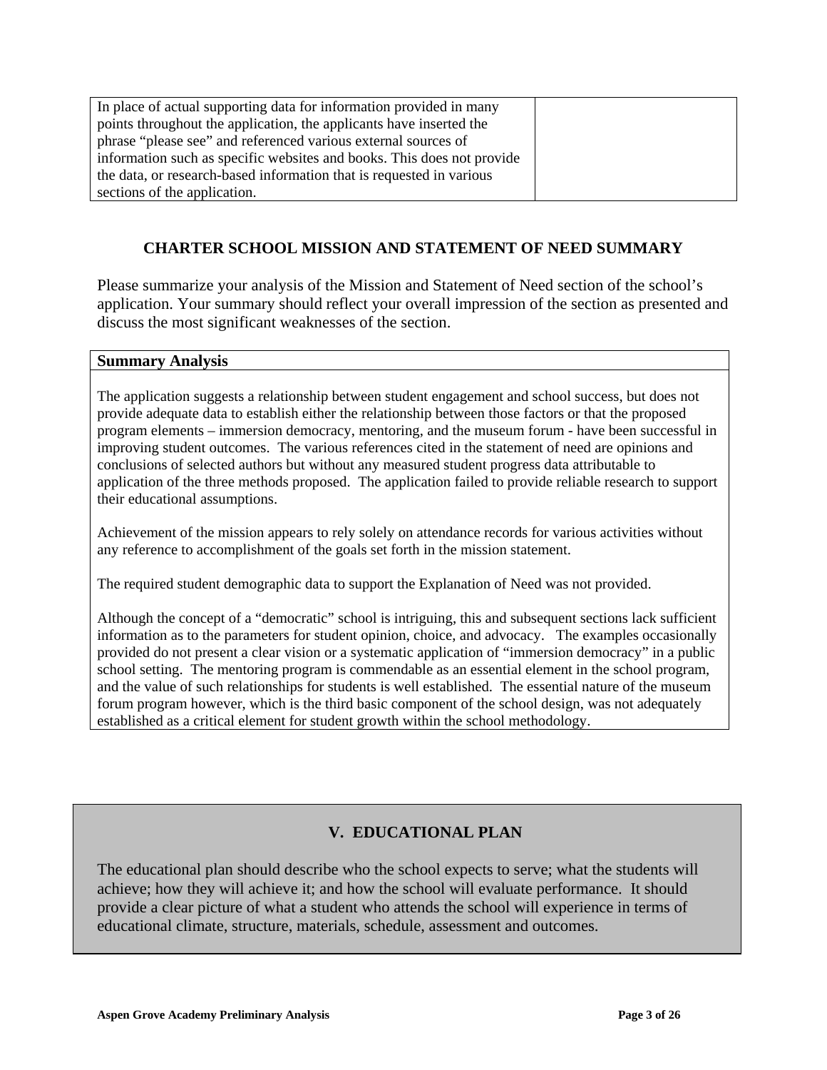| In place of actual supporting data for information provided in many points throughout the application, the applicants have inserted the phrase "please see" and referenced various external sources of information such as specific websites and books. This does not provide the data, or research-based information that is requested in various sections of the application. | |
|---|---|

## CHARTER SCHOOL MISSION AND STATEMENT OF NEED SUMMARY

Please summarize your analysis of the Mission and Statement of Need section of the school's application. Your summary should reflect your overall impression of the section as presented and discuss the most significant weaknesses of the section.

**Summary Analysis**

The application suggests a relationship between student engagement and school success, but does not provide adequate data to establish either the relationship between those factors or that the proposed program elements – immersion democracy, mentoring, and the museum forum - have been successful in improving student outcomes. The various references cited in the statement of need are opinions and conclusions of selected authors but without any measured student progress data attributable to application of the three methods proposed. The application failed to provide reliable research to support their educational assumptions.

Achievement of the mission appears to rely solely on attendance records for various activities without any reference to accomplishment of the goals set forth in the mission statement.

The required student demographic data to support the Explanation of Need was not provided.

Although the concept of a "democratic" school is intriguing, this and subsequent sections lack sufficient information as to the parameters for student opinion, choice, and advocacy. The examples occasionally provided do not present a clear vision or a systematic application of "immersion democracy" in a public school setting. The mentoring program is commendable as an essential element in the school program, and the value of such relationships for students is well established. The essential nature of the museum forum program however, which is the third basic component of the school design, was not adequately established as a critical element for student growth within the school methodology.

## V. EDUCATIONAL PLAN

The educational plan should describe who the school expects to serve; what the students will achieve; how they will achieve it; and how the school will evaluate performance. It should provide a clear picture of what a student who attends the school will experience in terms of educational climate, structure, materials, schedule, assessment and outcomes.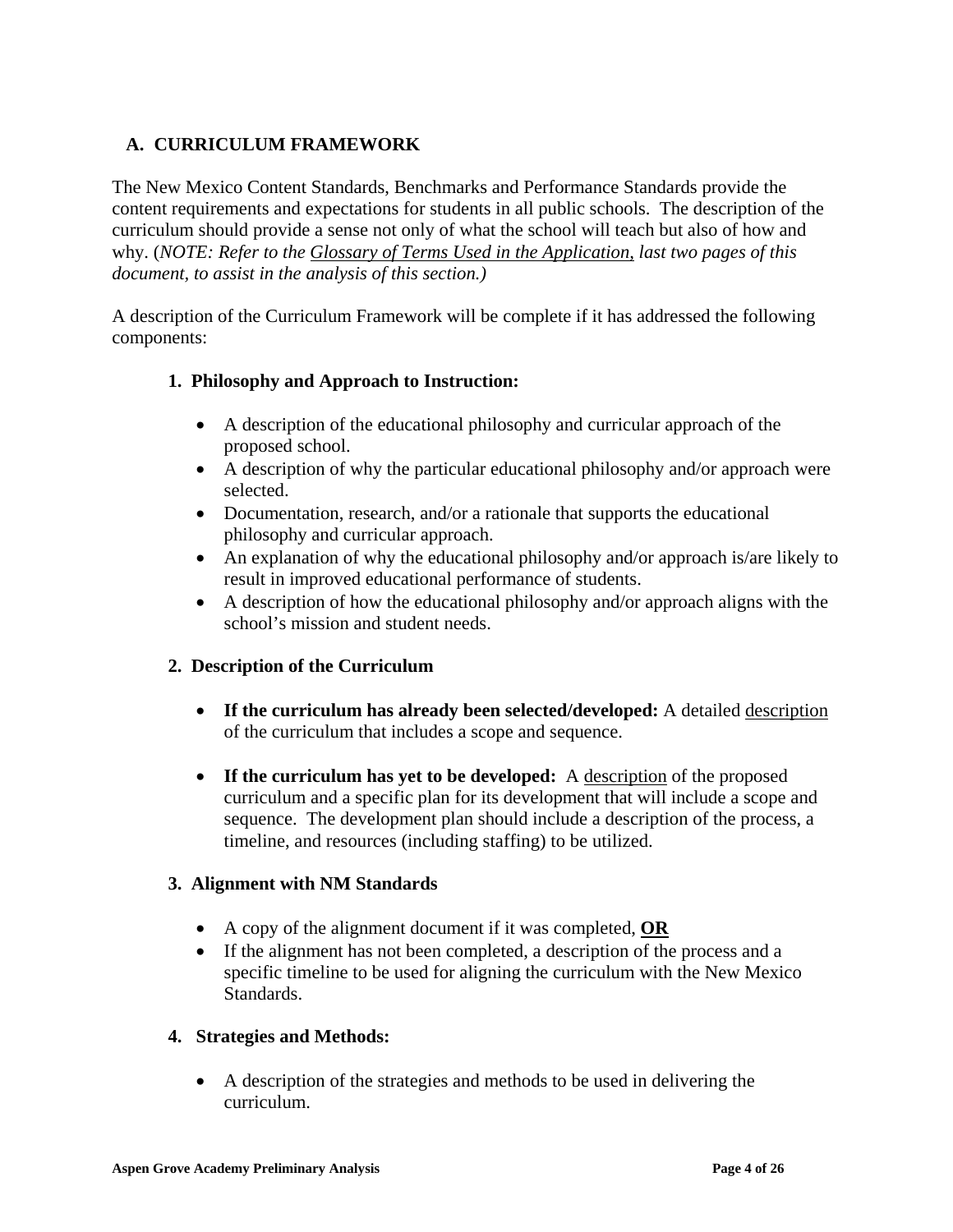## A. CURRICULUM FRAMEWORK

The New Mexico Content Standards, Benchmarks and Performance Standards provide the content requirements and expectations for students in all public schools. The description of the curriculum should provide a sense not only of what the school will teach but also of how and why. (*NOTE: Refer to the Glossary of Terms Used in the Application, last two pages of this document, to assist in the analysis of this section.)*

A description of the Curriculum Framework will be complete if it has addressed the following components:

### 1. Philosophy and Approach to Instruction:

- A description of the educational philosophy and curricular approach of the proposed school.
- A description of why the particular educational philosophy and/or approach were selected.
- Documentation, research, and/or a rationale that supports the educational philosophy and curricular approach.
- An explanation of why the educational philosophy and/or approach is/are likely to result in improved educational performance of students.
- A description of how the educational philosophy and/or approach aligns with the school's mission and student needs.

### 2. Description of the Curriculum

- **If the curriculum has already been selected/developed:** A detailed description of the curriculum that includes a scope and sequence.

- **If the curriculum has yet to be developed:** A description of the proposed curriculum and a specific plan for its development that will include a scope and sequence. The development plan should include a description of the process, a timeline, and resources (including staffing) to be utilized.

### 3. Alignment with NM Standards

- A copy of the alignment document if it was completed, **OR**
- If the alignment has not been completed, a description of the process and a specific timeline to be used for aligning the curriculum with the New Mexico Standards.

### 4. Strategies and Methods:

- A description of the strategies and methods to be used in delivering the curriculum.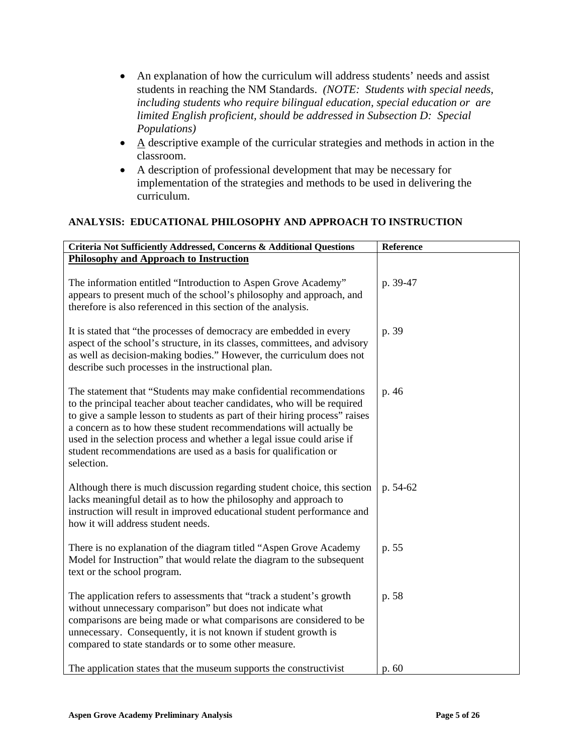- An explanation of how the curriculum will address students' needs and assist students in reaching the NM Standards. *(NOTE: Students with special needs, including students who require bilingual education, special education or are limited English proficient, should be addressed in Subsection D: Special Populations)*
- A descriptive example of the curricular strategies and methods in action in the classroom.
- A description of professional development that may be necessary for implementation of the strategies and methods to be used in delivering the curriculum.

**ANALYSIS: EDUCATIONAL PHILOSOPHY AND APPROACH TO INSTRUCTION**

| Criteria Not Sufficiently Addressed, Concerns & Additional Questions | Reference |
|---|---|
| **Philosophy and Approach to Instruction** | |
| The information entitled "Introduction to Aspen Grove Academy" appears to present much of the school's philosophy and approach, and therefore is also referenced in this section of the analysis. | p. 39-47 |
| It is stated that "the processes of democracy are embedded in every aspect of the school's structure, in its classes, committees, and advisory as well as decision-making bodies." However, the curriculum does not describe such processes in the instructional plan. | p. 39 |
| The statement that "Students may make confidential recommendations to the principal teacher about teacher candidates, who will be required to give a sample lesson to students as part of their hiring process" raises a concern as to how these student recommendations will actually be used in the selection process and whether a legal issue could arise if student recommendations are used as a basis for qualification or selection. | p. 46 |
| Although there is much discussion regarding student choice, this section lacks meaningful detail as to how the philosophy and approach to instruction will result in improved educational student performance and how it will address student needs. | p. 54-62 |
| There is no explanation of the diagram titled "Aspen Grove Academy Model for Instruction" that would relate the diagram to the subsequent text or the school program. | p. 55 |
| The application refers to assessments that "track a student's growth without unnecessary comparison" but does not indicate what comparisons are being made or what comparisons are considered to be unnecessary. Consequently, it is not known if student growth is compared to state standards or to some other measure. | p. 58 |
| The application states that the museum supports the constructivist | p. 60 |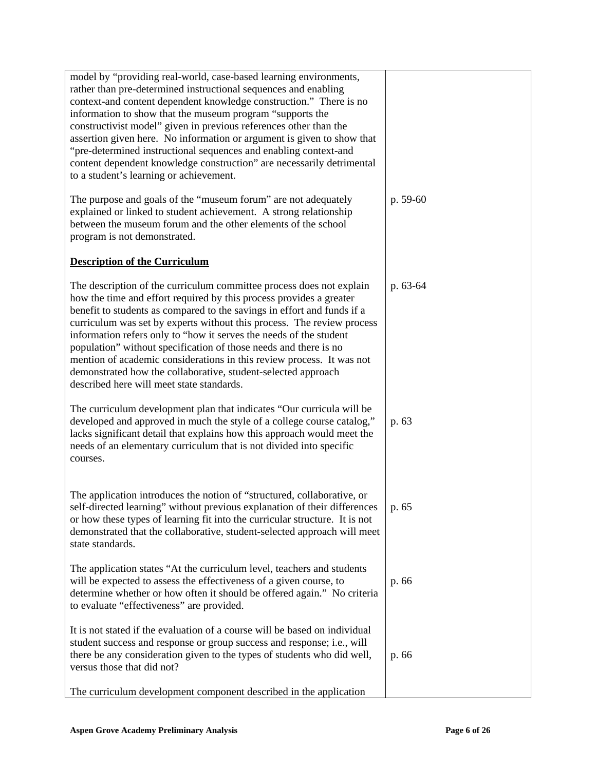| | |
|---|---|
| model by "providing real-world, case-based learning environments, rather than pre-determined instructional sequences and enabling context-and content dependent knowledge construction." There is no information to show that the museum program "supports the constructivist model" given in previous references other than the assertion given here. No information or argument is given to show that "pre-determined instructional sequences and enabling context-and content dependent knowledge construction" are necessarily detrimental to a student's learning or achievement. | |
| The purpose and goals of the "museum forum" are not adequately explained or linked to student achievement. A strong relationship between the museum forum and the other elements of the school program is not demonstrated. | p. 59-60 |
| **<u>Description of the Curriculum</u>** | |
| The description of the curriculum committee process does not explain how the time and effort required by this process provides a greater benefit to students as compared to the savings in effort and funds if a curriculum was set by experts without this process. The review process information refers only to "how it serves the needs of the student population" without specification of those needs and there is no mention of academic considerations in this review process. It was not demonstrated how the collaborative, student-selected approach described here will meet state standards. | p. 63-64 |
| The curriculum development plan that indicates "Our curricula will be developed and approved in much the style of a college course catalog," lacks significant detail that explains how this approach would meet the needs of an elementary curriculum that is not divided into specific courses. | p. 63 |
| The application introduces the notion of "structured, collaborative, or self-directed learning" without previous explanation of their differences or how these types of learning fit into the curricular structure. It is not demonstrated that the collaborative, student-selected approach will meet state standards. | p. 65 |
| The application states "At the curriculum level, teachers and students will be expected to assess the effectiveness of a given course, to determine whether or how often it should be offered again." No criteria to evaluate "effectiveness" are provided. | p. 66 |
| It is not stated if the evaluation of a course will be based on individual student success and response or group success and response; i.e., will there be any consideration given to the types of students who did well, versus those that did not? | p. 66 |
| The curriculum development component described in the application | |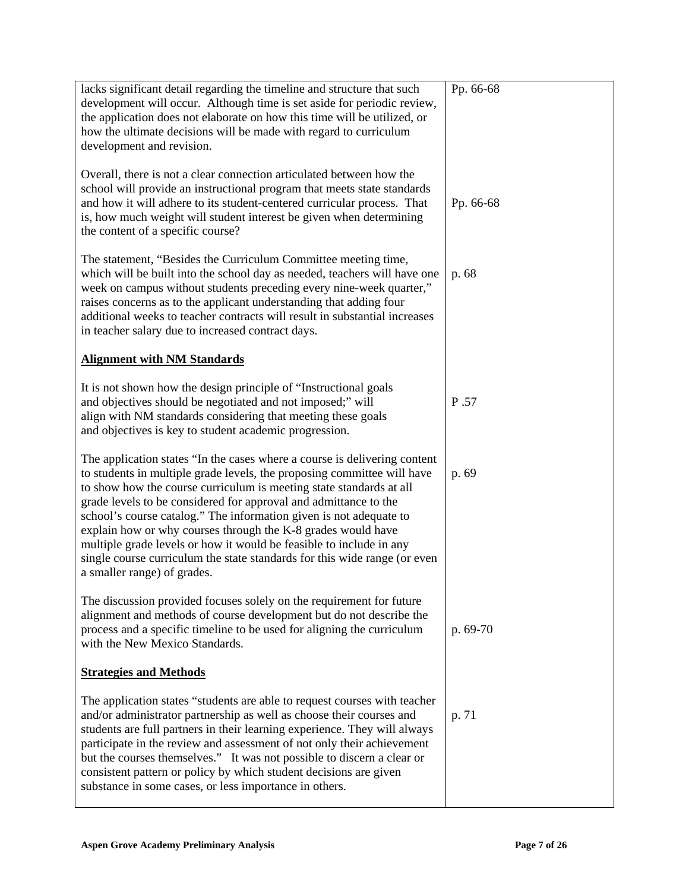| | |
|---|---|
| lacks significant detail regarding the timeline and structure that such development will occur. Although time is set aside for periodic review, the application does not elaborate on how this time will be utilized, or how the ultimate decisions will be made with regard to curriculum development and revision. | Pp. 66-68 |
| Overall, there is not a clear connection articulated between how the school will provide an instructional program that meets state standards and how it will adhere to its student-centered curricular process. That is, how much weight will student interest be given when determining the content of a specific course? | Pp. 66-68 |
| The statement, "Besides the Curriculum Committee meeting time, which will be built into the school day as needed, teachers will have one week on campus without students preceding every nine-week quarter," raises concerns as to the applicant understanding that adding four additional weeks to teacher contracts will result in substantial increases in teacher salary due to increased contract days. | p. 68 |
| **Alignment with NM Standards** | |
| It is not shown how the design principle of "Instructional goals and objectives should be negotiated and not imposed;" will align with NM standards considering that meeting these goals and objectives is key to student academic progression. | P .57 |
| The application states "In the cases where a course is delivering content to students in multiple grade levels, the proposing committee will have to show how the course curriculum is meeting state standards at all grade levels to be considered for approval and admittance to the school's course catalog." The information given is not adequate to explain how or why courses through the K-8 grades would have multiple grade levels or how it would be feasible to include in any single course curriculum the state standards for this wide range (or even a smaller range) of grades. | p. 69 |
| The discussion provided focuses solely on the requirement for future alignment and methods of course development but do not describe the process and a specific timeline to be used for aligning the curriculum with the New Mexico Standards. | p. 69-70 |
| **Strategies and Methods** | |
| The application states "students are able to request courses with teacher and/or administrator partnership as well as choose their courses and students are full partners in their learning experience. They will always participate in the review and assessment of not only their achievement but the courses themselves." It was not possible to discern a clear or consistent pattern or policy by which student decisions are given substance in some cases, or less importance in others. | p. 71 |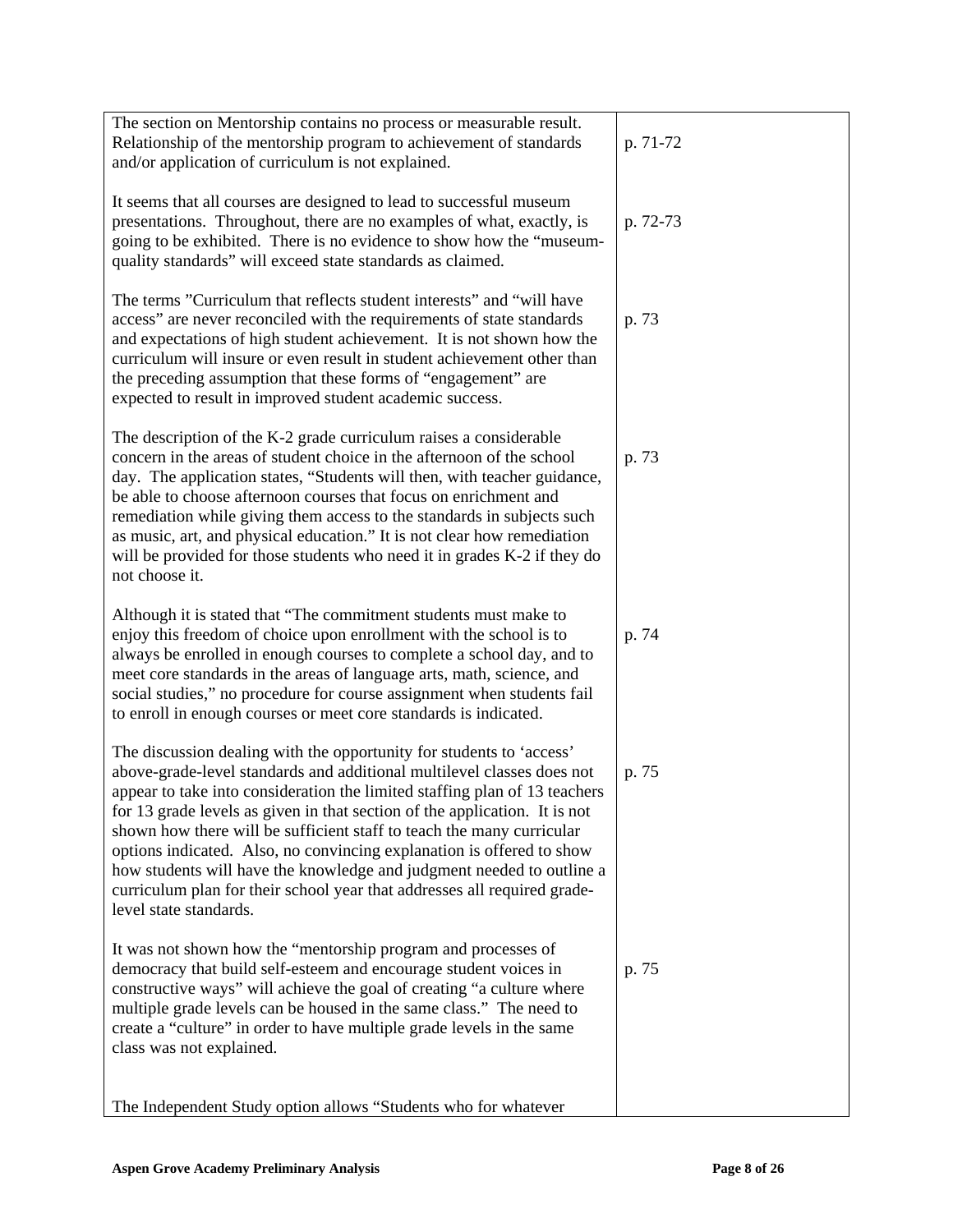| | |
|---|---|
| The section on Mentorship contains no process or measurable result. Relationship of the mentorship program to achievement of standards and/or application of curriculum is not explained. | p. 71-72 |
| It seems that all courses are designed to lead to successful museum presentations. Throughout, there are no examples of what, exactly, is going to be exhibited. There is no evidence to show how the "museum-quality standards" will exceed state standards as claimed. | p. 72-73 |
| The terms "Curriculum that reflects student interests" and "will have access" are never reconciled with the requirements of state standards and expectations of high student achievement. It is not shown how the curriculum will insure or even result in student achievement other than the preceding assumption that these forms of "engagement" are expected to result in improved student academic success. | p. 73 |
| The description of the K-2 grade curriculum raises a considerable concern in the areas of student choice in the afternoon of the school day. The application states, "Students will then, with teacher guidance, be able to choose afternoon courses that focus on enrichment and remediation while giving them access to the standards in subjects such as music, art, and physical education." It is not clear how remediation will be provided for those students who need it in grades K-2 if they do not choose it. | p. 73 |
| Although it is stated that "The commitment students must make to enjoy this freedom of choice upon enrollment with the school is to always be enrolled in enough courses to complete a school day, and to meet core standards in the areas of language arts, math, science, and social studies," no procedure for course assignment when students fail to enroll in enough courses or meet core standards is indicated. | p. 74 |
| The discussion dealing with the opportunity for students to 'access' above-grade-level standards and additional multilevel classes does not appear to take into consideration the limited staffing plan of 13 teachers for 13 grade levels as given in that section of the application. It is not shown how there will be sufficient staff to teach the many curricular options indicated. Also, no convincing explanation is offered to show how students will have the knowledge and judgment needed to outline a curriculum plan for their school year that addresses all required grade-level state standards. | p. 75 |
| It was not shown how the "mentorship program and processes of democracy that build self-esteem and encourage student voices in constructive ways" will achieve the goal of creating "a culture where multiple grade levels can be housed in the same class." The need to create a "culture" in order to have multiple grade levels in the same class was not explained. | p. 75 |
| The Independent Study option allows "Students who for whatever | |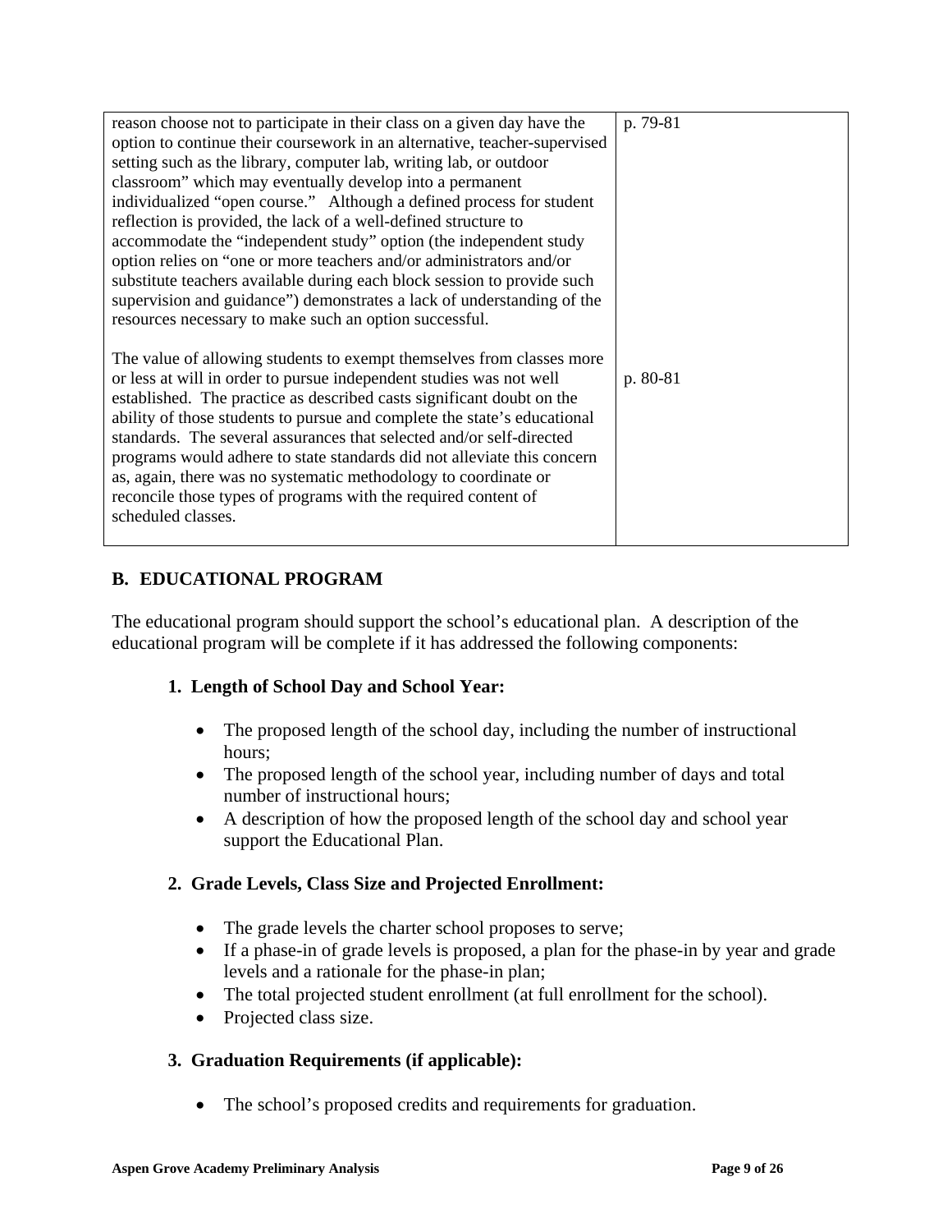| | |
|---|---|
| reason choose not to participate in their class on a given day have the option to continue their coursework in an alternative, teacher-supervised setting such as the library, computer lab, writing lab, or outdoor classroom" which may eventually develop into a permanent individualized "open course." Although a defined process for student reflection is provided, the lack of a well-defined structure to accommodate the "independent study" option (the independent study option relies on "one or more teachers and/or administrators and/or substitute teachers available during each block session to provide such supervision and guidance") demonstrates a lack of understanding of the resources necessary to make such an option successful. | p. 79-81 |
| The value of allowing students to exempt themselves from classes more or less at will in order to pursue independent studies was not well established. The practice as described casts significant doubt on the ability of those students to pursue and complete the state's educational standards. The several assurances that selected and/or self-directed programs would adhere to state standards did not alleviate this concern as, again, there was no systematic methodology to coordinate or reconcile those types of programs with the required content of scheduled classes. | p. 80-81 |

## B. EDUCATIONAL PROGRAM

The educational program should support the school's educational plan. A description of the educational program will be complete if it has addressed the following components:

### 1. Length of School Day and School Year:

- The proposed length of the school day, including the number of instructional hours;
- The proposed length of the school year, including number of days and total number of instructional hours;
- A description of how the proposed length of the school day and school year support the Educational Plan.

### 2. Grade Levels, Class Size and Projected Enrollment:

- The grade levels the charter school proposes to serve;
- If a phase-in of grade levels is proposed, a plan for the phase-in by year and grade levels and a rationale for the phase-in plan;
- The total projected student enrollment (at full enrollment for the school).
- Projected class size.

### 3. Graduation Requirements (if applicable):

- The school's proposed credits and requirements for graduation.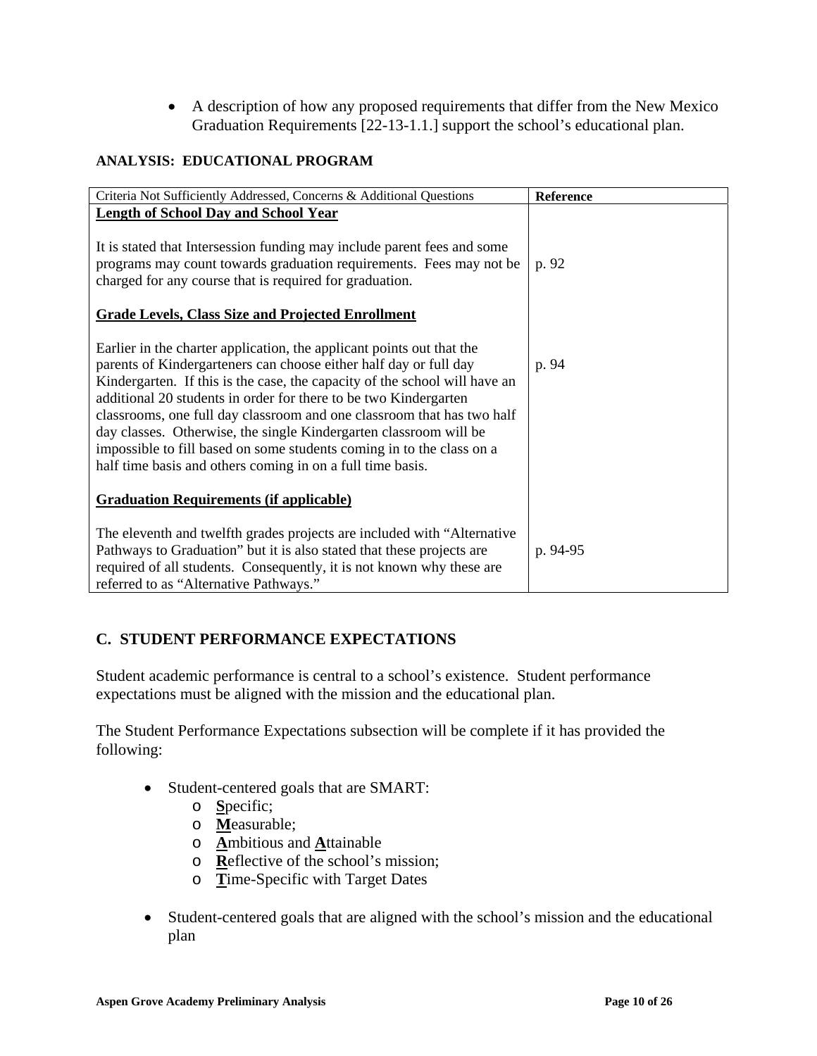- A description of how any proposed requirements that differ from the New Mexico Graduation Requirements [22-13-1.1.] support the school's educational plan.

**ANALYSIS: EDUCATIONAL PROGRAM**

| Criteria Not Sufficiently Addressed, Concerns & Additional Questions | Reference |
|---|---|
| **Length of School Day and School Year** | |
| It is stated that Intersession funding may include parent fees and some programs may count towards graduation requirements. Fees may not be charged for any course that is required for graduation. | p. 92 |
| **Grade Levels, Class Size and Projected Enrollment** | |
| Earlier in the charter application, the applicant points out that the parents of Kindergarteners can choose either half day or full day Kindergarten. If this is the case, the capacity of the school will have an additional 20 students in order for there to be two Kindergarten classrooms, one full day classroom and one classroom that has two half day classes. Otherwise, the single Kindergarten classroom will be impossible to fill based on some students coming in to the class on a half time basis and others coming in on a full time basis. | p. 94 |
| **Graduation Requirements (if applicable)** | |
| The eleventh and twelfth grades projects are included with "Alternative Pathways to Graduation" but it is also stated that these projects are required of all students. Consequently, it is not known why these are referred to as "Alternative Pathways." | p. 94-95 |

## C. STUDENT PERFORMANCE EXPECTATIONS

Student academic performance is central to a school's existence. Student performance expectations must be aligned with the mission and the educational plan.

The Student Performance Expectations subsection will be complete if it has provided the following:

- Student-centered goals that are SMART:
  - **S**pecific;
  - **M**easurable;
  - **A**mbitious and **A**ttainable
  - **R**eflective of the school's mission;
  - **T**ime-Specific with Target Dates
- Student-centered goals that are aligned with the school's mission and the educational plan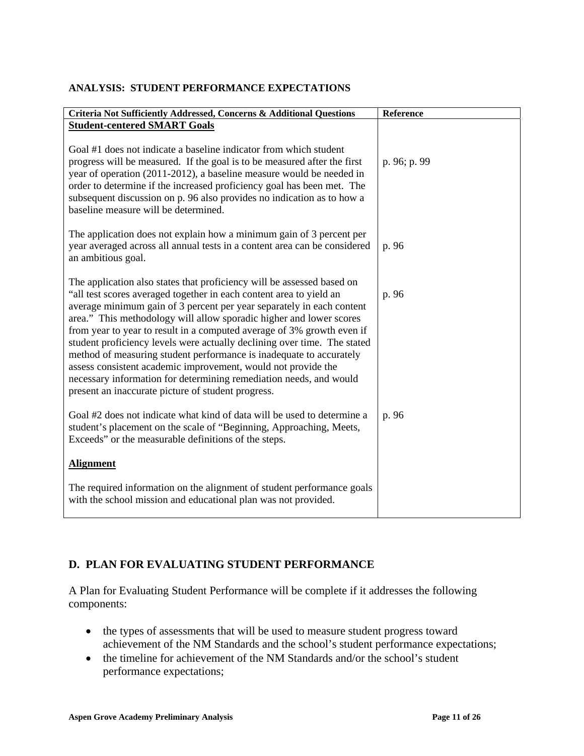### ANALYSIS: STUDENT PERFORMANCE EXPECTATIONS

| Criteria Not Sufficiently Addressed, Concerns & Additional Questions | Reference |
|---|---|
| **Student-centered SMART Goals** | |
| Goal #1 does not indicate a baseline indicator from which student progress will be measured. If the goal is to be measured after the first year of operation (2011-2012), a baseline measure would be needed in order to determine if the increased proficiency goal has been met. The subsequent discussion on p. 96 also provides no indication as to how a baseline measure will be determined. | p. 96; p. 99 |
| The application does not explain how a minimum gain of 3 percent per year averaged across all annual tests in a content area can be considered an ambitious goal. | p. 96 |
| The application also states that proficiency will be assessed based on "all test scores averaged together in each content area to yield an average minimum gain of 3 percent per year separately in each content area." This methodology will allow sporadic higher and lower scores from year to year to result in a computed average of 3% growth even if student proficiency levels were actually declining over time. The stated method of measuring student performance is inadequate to accurately assess consistent academic improvement, would not provide the necessary information for determining remediation needs, and would present an inaccurate picture of student progress. | p. 96 |
| Goal #2 does not indicate what kind of data will be used to determine a student's placement on the scale of "Beginning, Approaching, Meets, Exceeds" or the measurable definitions of the steps. | p. 96 |
| **Alignment** | |
| The required information on the alignment of student performance goals with the school mission and educational plan was not provided. | |

## D. PLAN FOR EVALUATING STUDENT PERFORMANCE

A Plan for Evaluating Student Performance will be complete if it addresses the following components:

- the types of assessments that will be used to measure student progress toward achievement of the NM Standards and the school's student performance expectations;
- the timeline for achievement of the NM Standards and/or the school's student performance expectations;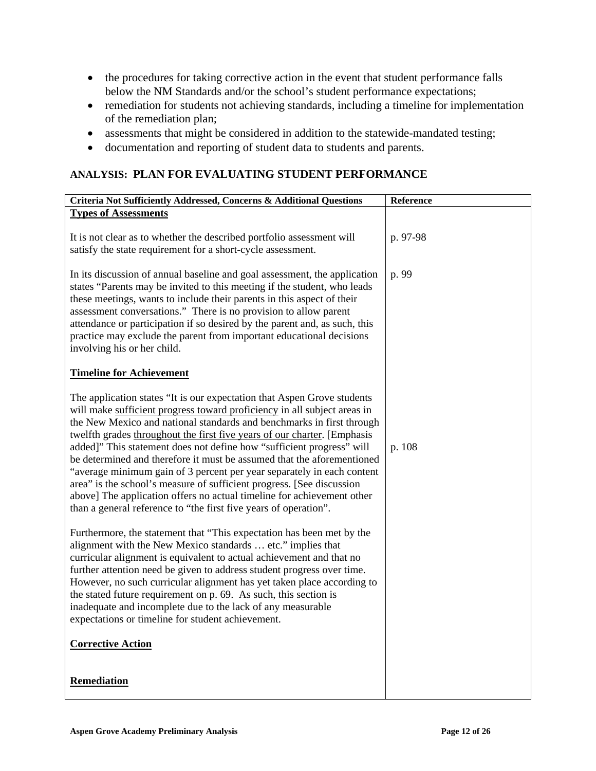- the procedures for taking corrective action in the event that student performance falls below the NM Standards and/or the school's student performance expectations;
- remediation for students not achieving standards, including a timeline for implementation of the remediation plan;
- assessments that might be considered in addition to the statewide-mandated testing;
- documentation and reporting of student data to students and parents.

## ANALYSIS: PLAN FOR EVALUATING STUDENT PERFORMANCE

| Criteria Not Sufficiently Addressed, Concerns & Additional Questions | Reference |
|---|---|
| **Types of Assessments** | |
| It is not clear as to whether the described portfolio assessment will satisfy the state requirement for a short-cycle assessment. | p. 97-98 |
| In its discussion of annual baseline and goal assessment, the application states "Parents may be invited to this meeting if the student, who leads these meetings, wants to include their parents in this aspect of their assessment conversations." There is no provision to allow parent attendance or participation if so desired by the parent and, as such, this practice may exclude the parent from important educational decisions involving his or her child. | p. 99 |
| **Timeline for Achievement** | |
| The application states "It is our expectation that Aspen Grove students will make sufficient progress toward proficiency in all subject areas in the New Mexico and national standards and benchmarks in first through twelfth grades throughout the first five years of our charter. [Emphasis added]" This statement does not define how "sufficient progress" will be determined and therefore it must be assumed that the aforementioned "average minimum gain of 3 percent per year separately in each content area" is the school's measure of sufficient progress. [See discussion above] The application offers no actual timeline for achievement other than a general reference to "the first five years of operation". | p. 108 |
| Furthermore, the statement that "This expectation has been met by the alignment with the New Mexico standards … etc." implies that curricular alignment is equivalent to actual achievement and that no further attention need be given to address student progress over time. However, no such curricular alignment has yet taken place according to the stated future requirement on p. 69. As such, this section is inadequate and incomplete due to the lack of any measurable expectations or timeline for student achievement. | |
| **Corrective Action** | |
| **Remediation** | |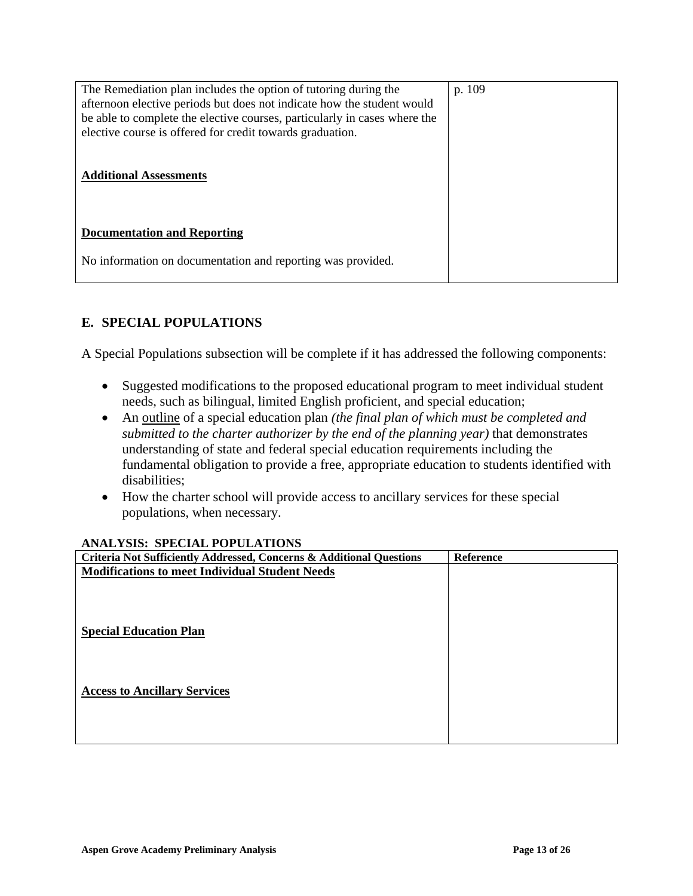| | |
|---|---|
| The Remediation plan includes the option of tutoring during the afternoon elective periods but does not indicate how the student would be able to complete the elective courses, particularly in cases where the elective course is offered for credit towards graduation.<br><br>**Additional Assessments**<br><br>**Documentation and Reporting**<br><br>No information on documentation and reporting was provided. | p. 109 |

## E. SPECIAL POPULATIONS

A Special Populations subsection will be complete if it has addressed the following components:

- Suggested modifications to the proposed educational program to meet individual student needs, such as bilingual, limited English proficient, and special education;
- An outline of a special education plan *(the final plan of which must be completed and submitted to the charter authorizer by the end of the planning year)* that demonstrates understanding of state and federal special education requirements including the fundamental obligation to provide a free, appropriate education to students identified with disabilities;
- How the charter school will provide access to ancillary services for these special populations, when necessary.

**ANALYSIS: SPECIAL POPULATIONS**

| Criteria Not Sufficiently Addressed, Concerns & Additional Questions | Reference |
|---|---|
| **Modifications to meet Individual Student Needs**<br><br>**Special Education Plan**<br><br>**Access to Ancillary Services** | |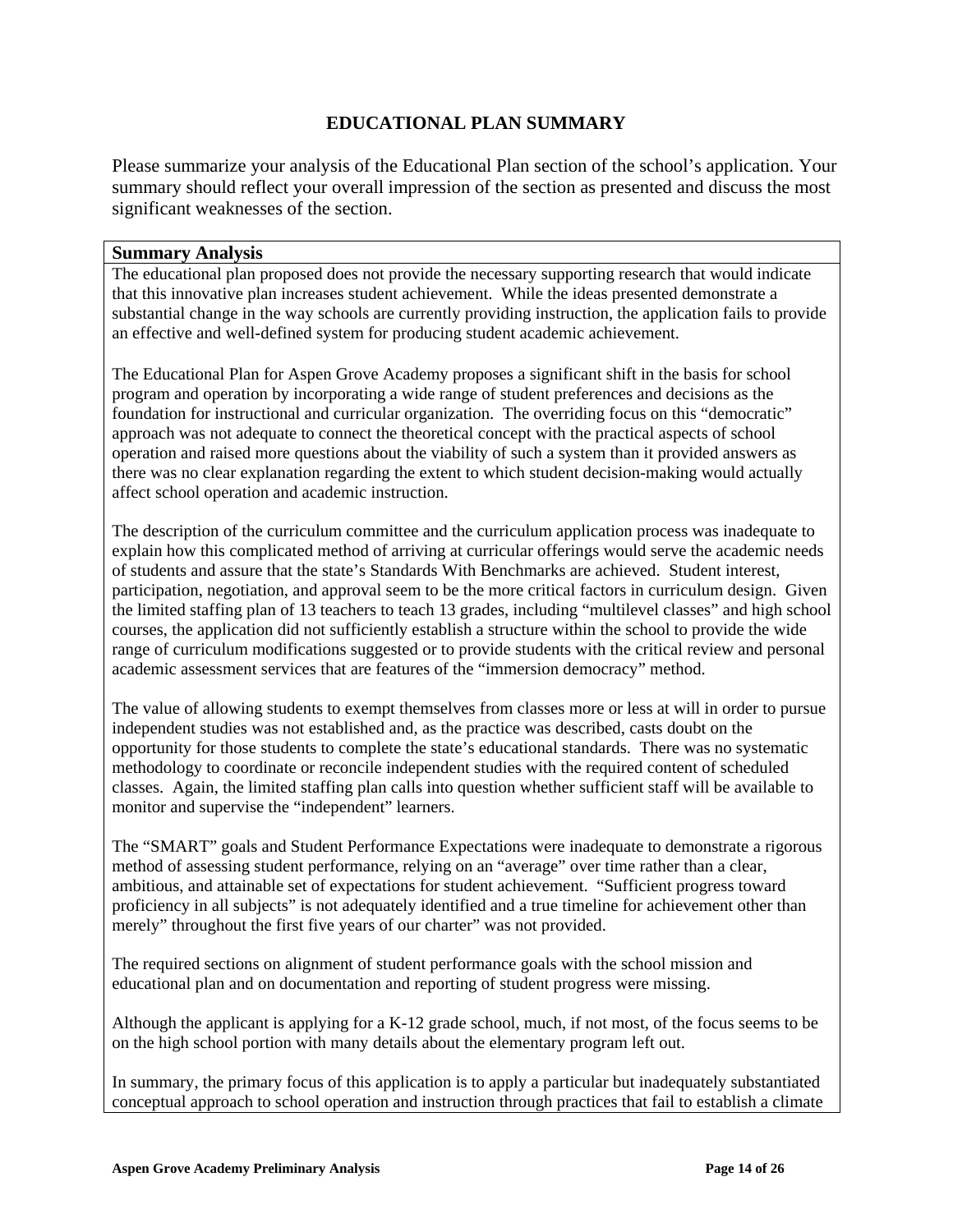# EDUCATIONAL PLAN SUMMARY

Please summarize your analysis of the Educational Plan section of the school's application. Your summary should reflect your overall impression of the section as presented and discuss the most significant weaknesses of the section.

**Summary Analysis**

The educational plan proposed does not provide the necessary supporting research that would indicate that this innovative plan increases student achievement. While the ideas presented demonstrate a substantial change in the way schools are currently providing instruction, the application fails to provide an effective and well-defined system for producing student academic achievement.

The Educational Plan for Aspen Grove Academy proposes a significant shift in the basis for school program and operation by incorporating a wide range of student preferences and decisions as the foundation for instructional and curricular organization. The overriding focus on this "democratic" approach was not adequate to connect the theoretical concept with the practical aspects of school operation and raised more questions about the viability of such a system than it provided answers as there was no clear explanation regarding the extent to which student decision-making would actually affect school operation and academic instruction.

The description of the curriculum committee and the curriculum application process was inadequate to explain how this complicated method of arriving at curricular offerings would serve the academic needs of students and assure that the state's Standards With Benchmarks are achieved. Student interest, participation, negotiation, and approval seem to be the more critical factors in curriculum design. Given the limited staffing plan of 13 teachers to teach 13 grades, including "multilevel classes" and high school courses, the application did not sufficiently establish a structure within the school to provide the wide range of curriculum modifications suggested or to provide students with the critical review and personal academic assessment services that are features of the "immersion democracy" method.

The value of allowing students to exempt themselves from classes more or less at will in order to pursue independent studies was not established and, as the practice was described, casts doubt on the opportunity for those students to complete the state's educational standards. There was no systematic methodology to coordinate or reconcile independent studies with the required content of scheduled classes. Again, the limited staffing plan calls into question whether sufficient staff will be available to monitor and supervise the "independent" learners.

The "SMART" goals and Student Performance Expectations were inadequate to demonstrate a rigorous method of assessing student performance, relying on an "average" over time rather than a clear, ambitious, and attainable set of expectations for student achievement. "Sufficient progress toward proficiency in all subjects" is not adequately identified and a true timeline for achievement other than merely" throughout the first five years of our charter" was not provided.

The required sections on alignment of student performance goals with the school mission and educational plan and on documentation and reporting of student progress were missing.

Although the applicant is applying for a K-12 grade school, much, if not most, of the focus seems to be on the high school portion with many details about the elementary program left out.

In summary, the primary focus of this application is to apply a particular but inadequately substantiated conceptual approach to school operation and instruction through practices that fail to establish a climate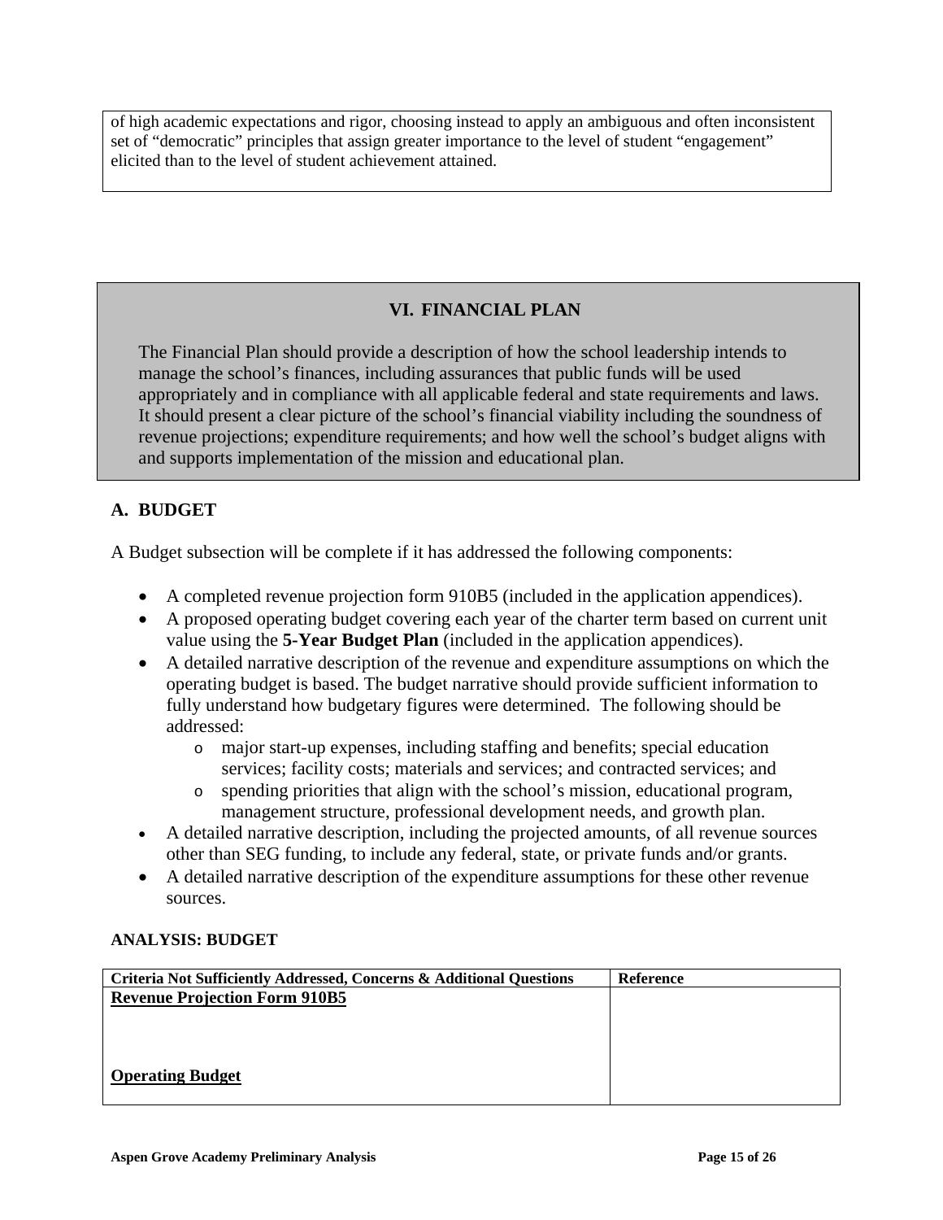of high academic expectations and rigor, choosing instead to apply an ambiguous and often inconsistent set of "democratic" principles that assign greater importance to the level of student "engagement" elicited than to the level of student achievement attained.

## VI. FINANCIAL PLAN

The Financial Plan should provide a description of how the school leadership intends to manage the school's finances, including assurances that public funds will be used appropriately and in compliance with all applicable federal and state requirements and laws. It should present a clear picture of the school's financial viability including the soundness of revenue projections; expenditure requirements; and how well the school's budget aligns with and supports implementation of the mission and educational plan.

### A. BUDGET

A Budget subsection will be complete if it has addressed the following components:

- A completed revenue projection form 910B5 (included in the application appendices).
- A proposed operating budget covering each year of the charter term based on current unit value using the **5-Year Budget Plan** (included in the application appendices).
- A detailed narrative description of the revenue and expenditure assumptions on which the operating budget is based. The budget narrative should provide sufficient information to fully understand how budgetary figures were determined. The following should be addressed:
    - major start-up expenses, including staffing and benefits; special education services; facility costs; materials and services; and contracted services; and
    - spending priorities that align with the school's mission, educational program, management structure, professional development needs, and growth plan.
- A detailed narrative description, including the projected amounts, of all revenue sources other than SEG funding, to include any federal, state, or private funds and/or grants.
- A detailed narrative description of the expenditure assumptions for these other revenue sources.

**ANALYSIS: BUDGET**

| Criteria Not Sufficiently Addressed, Concerns & Additional Questions | Reference |
|---|---|
| **Revenue Projection Form 910B5** | |
| **Operating Budget** | |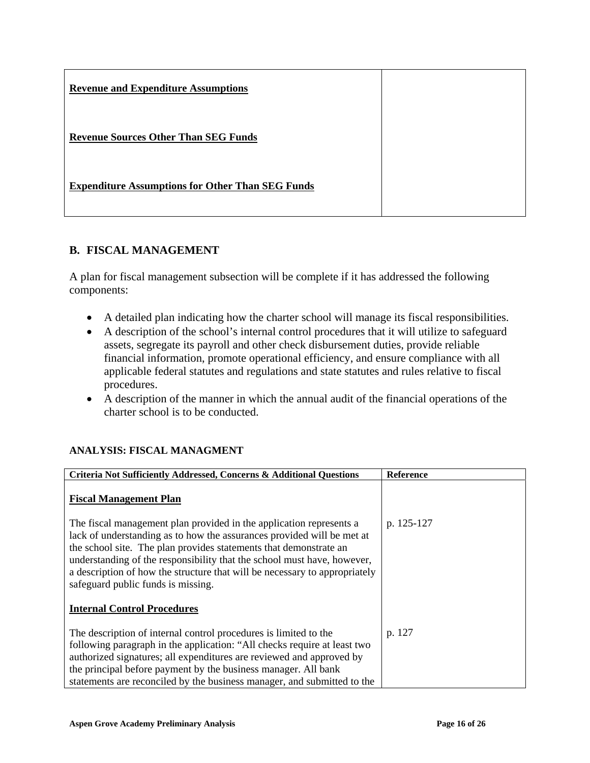| | |
|---|---|
| **Revenue and Expenditure Assumptions**<br><br>**Revenue Sources Other Than SEG Funds**<br><br>**Expenditure Assumptions for Other Than SEG Funds** | |

## B. FISCAL MANAGEMENT

A plan for fiscal management subsection will be complete if it has addressed the following components:

- A detailed plan indicating how the charter school will manage its fiscal responsibilities.
- A description of the school's internal control procedures that it will utilize to safeguard assets, segregate its payroll and other check disbursement duties, provide reliable financial information, promote operational efficiency, and ensure compliance with all applicable federal statutes and regulations and state statutes and rules relative to fiscal procedures.
- A description of the manner in which the annual audit of the financial operations of the charter school is to be conducted.

### ANALYSIS: FISCAL MANAGMENT

| Criteria Not Sufficiently Addressed, Concerns & Additional Questions | Reference |
|---|---|
| **Fiscal Management Plan** | |
| The fiscal management plan provided in the application represents a lack of understanding as to how the assurances provided will be met at the school site. The plan provides statements that demonstrate an understanding of the responsibility that the school must have, however, a description of how the structure that will be necessary to appropriately safeguard public funds is missing. | p. 125-127 |
| **Internal Control Procedures** | |
| The description of internal control procedures is limited to the following paragraph in the application: "All checks require at least two authorized signatures; all expenditures are reviewed and approved by the principal before payment by the business manager. All bank statements are reconciled by the business manager, and submitted to the | p. 127 |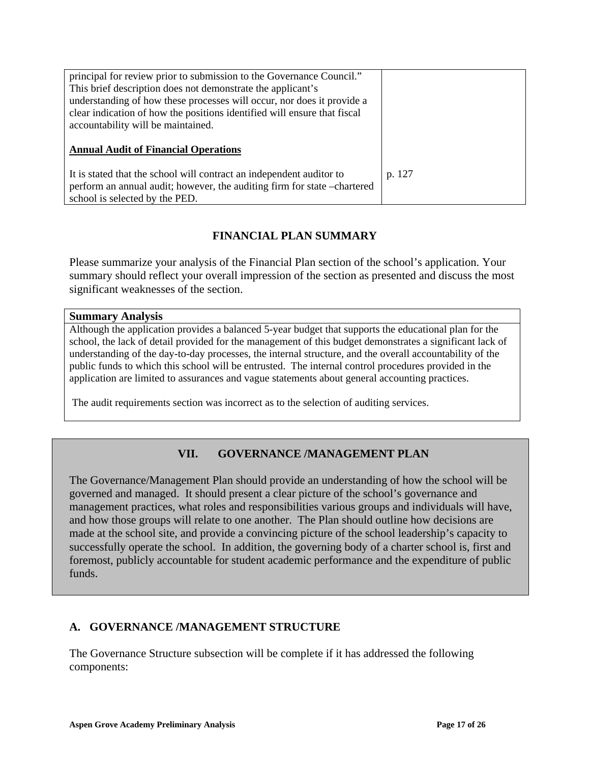| | |
|---|---|
| principal for review prior to submission to the Governance Council." This brief description does not demonstrate the applicant's understanding of how these processes will occur, nor does it provide a clear indication of how the positions identified will ensure that fiscal accountability will be maintained.<br><br>**Annual Audit of Financial Operations**<br><br>It is stated that the school will contract an independent auditor to perform an annual audit; however, the auditing firm for state –chartered school is selected by the PED. | p. 127 |

## FINANCIAL PLAN SUMMARY

Please summarize your analysis of the Financial Plan section of the school's application. Your summary should reflect your overall impression of the section as presented and discuss the most significant weaknesses of the section.

| **Summary Analysis** |
|---|
| Although the application provides a balanced 5-year budget that supports the educational plan for the school, the lack of detail provided for the management of this budget demonstrates a significant lack of understanding of the day-to-day processes, the internal structure, and the overall accountability of the public funds to which this school will be entrusted. The internal control procedures provided in the application are limited to assurances and vague statements about general accounting practices.<br><br>The audit requirements section was incorrect as to the selection of auditing services. |

## VII. GOVERNANCE /MANAGEMENT PLAN

The Governance/Management Plan should provide an understanding of how the school will be governed and managed. It should present a clear picture of the school's governance and management practices, what roles and responsibilities various groups and individuals will have, and how those groups will relate to one another. The Plan should outline how decisions are made at the school site, and provide a convincing picture of the school leadership's capacity to successfully operate the school. In addition, the governing body of a charter school is, first and foremost, publicly accountable for student academic performance and the expenditure of public funds.

### A. GOVERNANCE /MANAGEMENT STRUCTURE

The Governance Structure subsection will be complete if it has addressed the following components: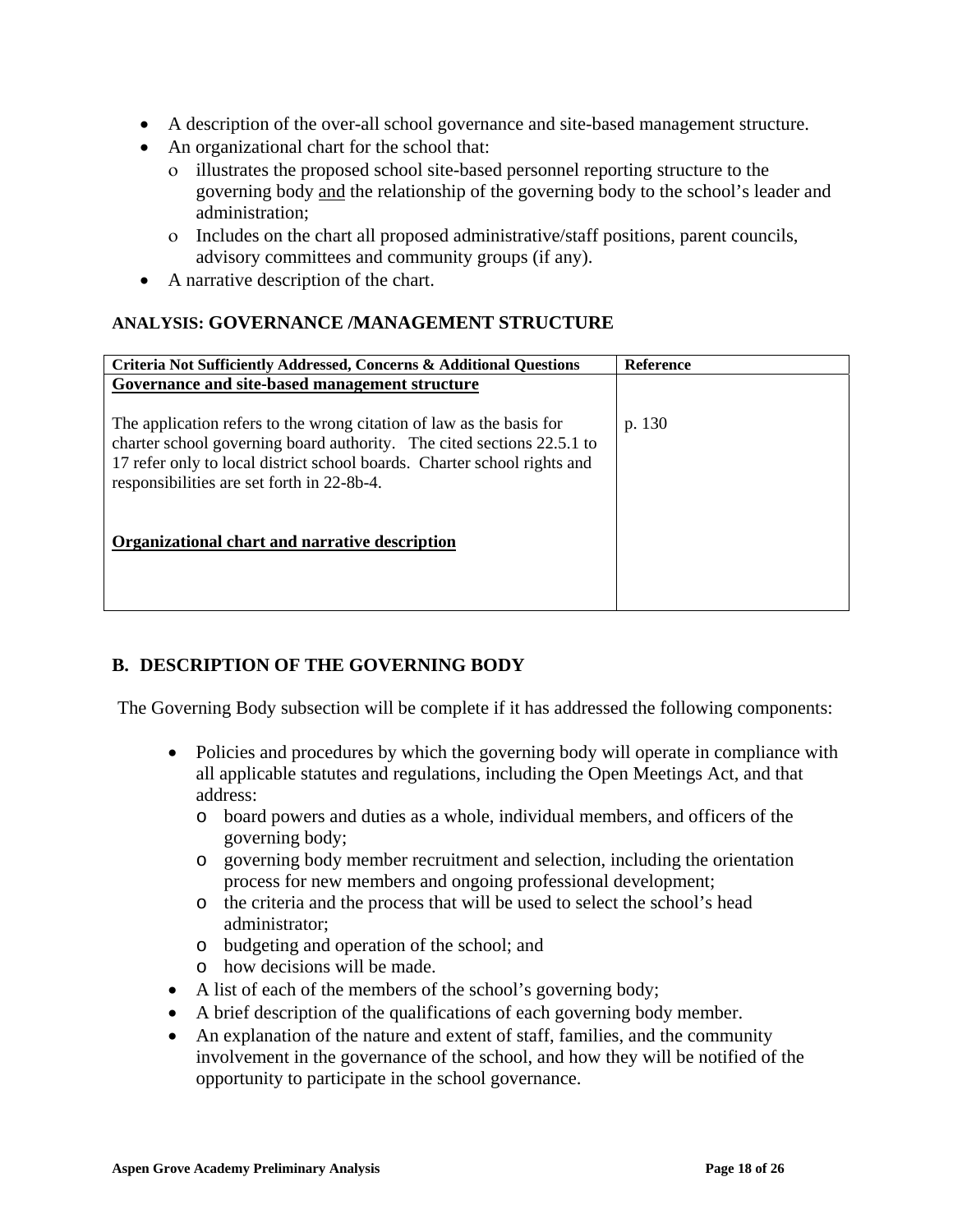- A description of the over-all school governance and site-based management structure.
- An organizational chart for the school that:
  - illustrates the proposed school site-based personnel reporting structure to the governing body <u>and</u> the relationship of the governing body to the school's leader and administration;
  - Includes on the chart all proposed administrative/staff positions, parent councils, advisory committees and community groups (if any).
- A narrative description of the chart.

### ANALYSIS: GOVERNANCE /MANAGEMENT STRUCTURE

| Criteria Not Sufficiently Addressed, Concerns & Additional Questions | Reference |
|---|---|
| <u>**Governance and site-based management structure**</u><br><br>The application refers to the wrong citation of law as the basis for charter school governing board authority. The cited sections 22.5.1 to 17 refer only to local district school boards. Charter school rights and responsibilities are set forth in 22-8b-4.<br><br><u>**Organizational chart and narrative description**</u> | p. 130 |

## B. DESCRIPTION OF THE GOVERNING BODY

The Governing Body subsection will be complete if it has addressed the following components:

- Policies and procedures by which the governing body will operate in compliance with all applicable statutes and regulations, including the Open Meetings Act, and that address:
  - board powers and duties as a whole, individual members, and officers of the governing body;
  - governing body member recruitment and selection, including the orientation process for new members and ongoing professional development;
  - the criteria and the process that will be used to select the school's head administrator;
  - budgeting and operation of the school; and
  - how decisions will be made.
- A list of each of the members of the school's governing body;
- A brief description of the qualifications of each governing body member.
- An explanation of the nature and extent of staff, families, and the community involvement in the governance of the school, and how they will be notified of the opportunity to participate in the school governance.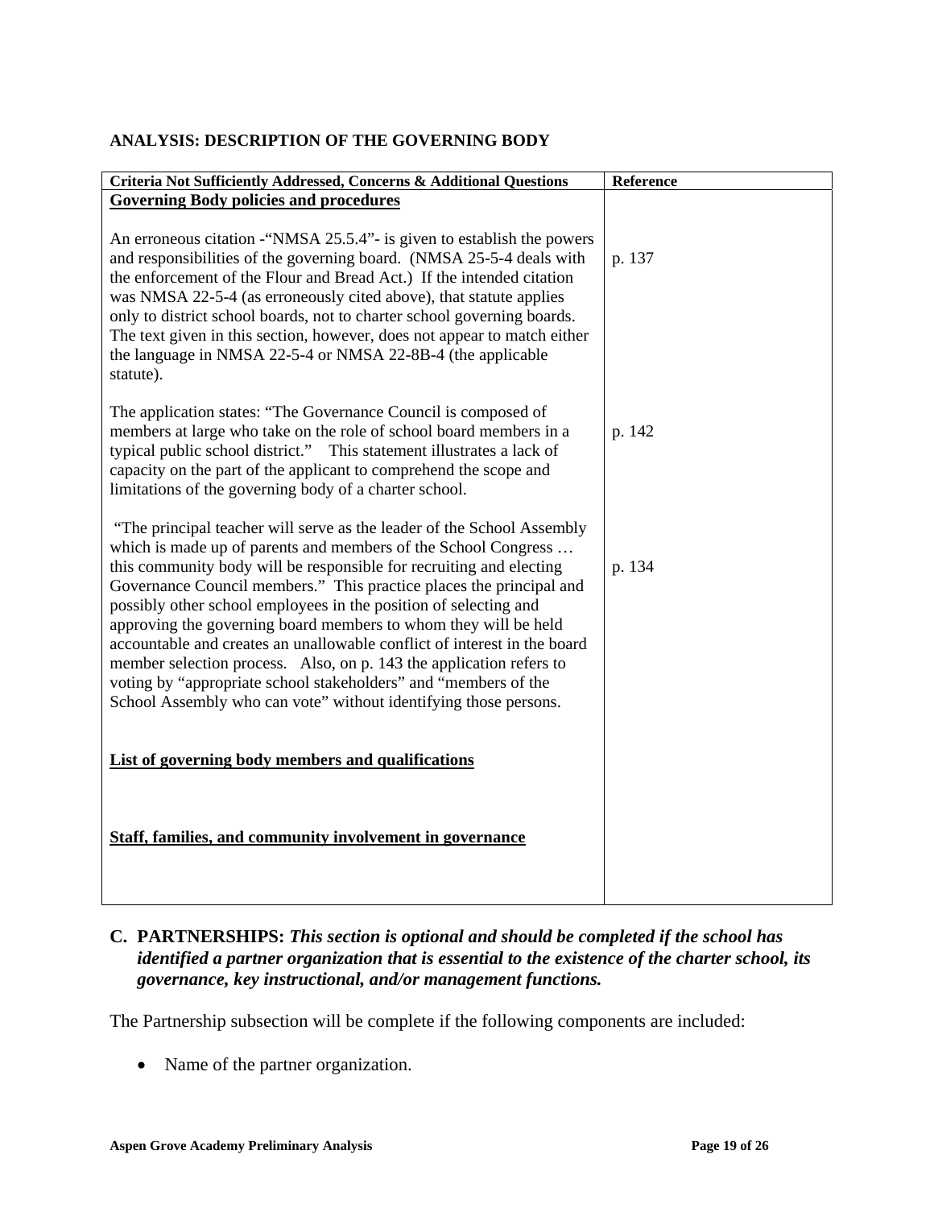### ANALYSIS: DESCRIPTION OF THE GOVERNING BODY

| Criteria Not Sufficiently Addressed, Concerns & Additional Questions | Reference |
| --- | --- |
| **<u>Governing Body policies and procedures</u>** | |
| An erroneous citation -"NMSA 25.5.4"- is given to establish the powers and responsibilities of the governing board. (NMSA 25-5-4 deals with the enforcement of the Flour and Bread Act.) If the intended citation was NMSA 22-5-4 (as erroneously cited above), that statute applies only to district school boards, not to charter school governing boards. The text given in this section, however, does not appear to match either the language in NMSA 22-5-4 or NMSA 22-8B-4 (the applicable statute). | p. 137 |
| The application states: "The Governance Council is composed of members at large who take on the role of school board members in a typical public school district." This statement illustrates a lack of capacity on the part of the applicant to comprehend the scope and limitations of the governing body of a charter school. | p. 142 |
| "The principal teacher will serve as the leader of the School Assembly which is made up of parents and members of the School Congress … this community body will be responsible for recruiting and electing Governance Council members." This practice places the principal and possibly other school employees in the position of selecting and approving the governing board members to whom they will be held accountable and creates an unallowable conflict of interest in the board member selection process. Also, on p. 143 the application refers to voting by "appropriate school stakeholders" and "members of the School Assembly who can vote" without identifying those persons. | p. 134 |
| **<u>List of governing body members and qualifications</u>** | |
| **<u>Staff, families, and community involvement in governance</u>** | |

## C. PARTNERSHIPS: *This section is optional and should be completed if the school has identified a partner organization that is essential to the existence of the charter school, its governance, key instructional, and/or management functions.*

The Partnership subsection will be complete if the following components are included:

- Name of the partner organization.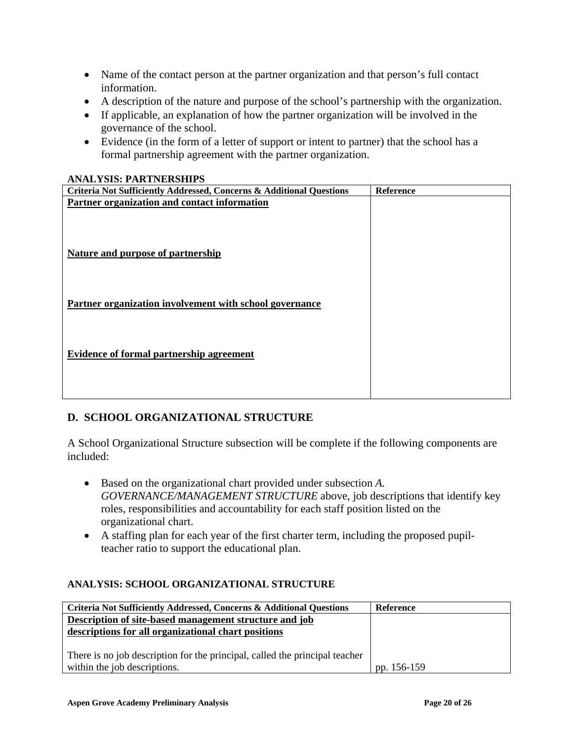- Name of the contact person at the partner organization and that person's full contact information.
- A description of the nature and purpose of the school's partnership with the organization.
- If applicable, an explanation of how the partner organization will be involved in the governance of the school.
- Evidence (in the form of a letter of support or intent to partner) that the school has a formal partnership agreement with the partner organization.

**ANALYSIS: PARTNERSHIPS**

| Criteria Not Sufficiently Addressed, Concerns & Additional Questions | Reference |
|---|---|
| **Partner organization and contact information** | |
| **Nature and purpose of partnership** | |
| **Partner organization involvement with school governance** | |
| **Evidence of formal partnership agreement** | |

## D. SCHOOL ORGANIZATIONAL STRUCTURE

A School Organizational Structure subsection will be complete if the following components are included:

- Based on the organizational chart provided under subsection *A. GOVERNANCE/MANAGEMENT STRUCTURE* above, job descriptions that identify key roles, responsibilities and accountability for each staff position listed on the organizational chart.
- A staffing plan for each year of the first charter term, including the proposed pupil-teacher ratio to support the educational plan.

**ANALYSIS: SCHOOL ORGANIZATIONAL STRUCTURE**

| Criteria Not Sufficiently Addressed, Concerns & Additional Questions | Reference |
|---|---|
| **Description of site-based management structure and job descriptions for all organizational chart positions** | |
| There is no job description for the principal, called the principal teacher within the job descriptions. | pp. 156-159 |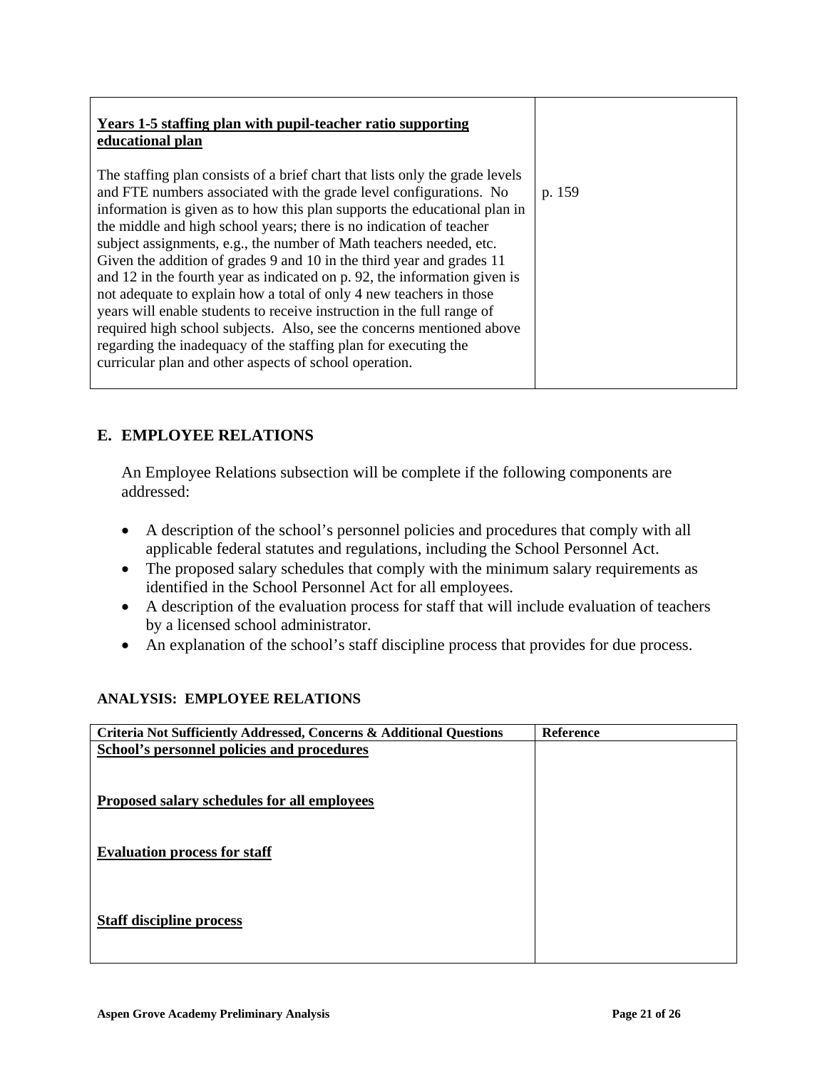| | |
|---|---|
| **Years 1-5 staffing plan with pupil-teacher ratio supporting educational plan**<br><br>The staffing plan consists of a brief chart that lists only the grade levels and FTE numbers associated with the grade level configurations. No information is given as to how this plan supports the educational plan in the middle and high school years; there is no indication of teacher subject assignments, e.g., the number of Math teachers needed, etc. Given the addition of grades 9 and 10 in the third year and grades 11 and 12 in the fourth year as indicated on p. 92, the information given is not adequate to explain how a total of only 4 new teachers in those years will enable students to receive instruction in the full range of required high school subjects. Also, see the concerns mentioned above regarding the inadequacy of the staffing plan for executing the curricular plan and other aspects of school operation. | p. 159 |

## E. EMPLOYEE RELATIONS

An Employee Relations subsection will be complete if the following components are addressed:

- A description of the school's personnel policies and procedures that comply with all applicable federal statutes and regulations, including the School Personnel Act.
- The proposed salary schedules that comply with the minimum salary requirements as identified in the School Personnel Act for all employees.
- A description of the evaluation process for staff that will include evaluation of teachers by a licensed school administrator.
- An explanation of the school's staff discipline process that provides for due process.

### ANALYSIS: EMPLOYEE RELATIONS

| Criteria Not Sufficiently Addressed, Concerns & Additional Questions | Reference |
|---|---|
| **School's personnel policies and procedures** | |
| **Proposed salary schedules for all employees** | |
| **Evaluation process for staff** | |
| **Staff discipline process** | |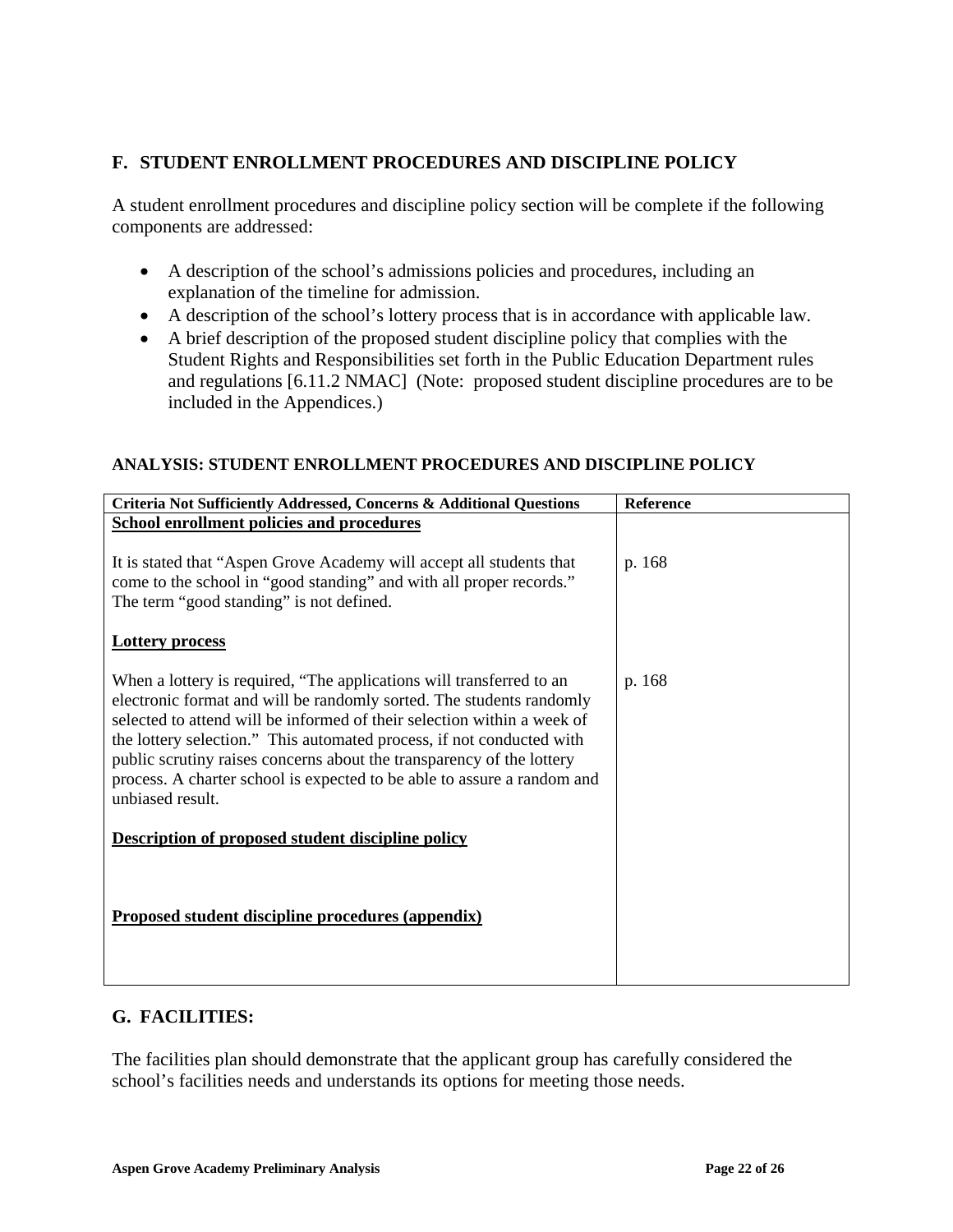## F. STUDENT ENROLLMENT PROCEDURES AND DISCIPLINE POLICY

A student enrollment procedures and discipline policy section will be complete if the following components are addressed:

- A description of the school's admissions policies and procedures, including an explanation of the timeline for admission.
- A description of the school's lottery process that is in accordance with applicable law.
- A brief description of the proposed student discipline policy that complies with the Student Rights and Responsibilities set forth in the Public Education Department rules and regulations [6.11.2 NMAC] (Note: proposed student discipline procedures are to be included in the Appendices.)

### ANALYSIS: STUDENT ENROLLMENT PROCEDURES AND DISCIPLINE POLICY

| Criteria Not Sufficiently Addressed, Concerns & Additional Questions | Reference |
|---|---|
| **<u>School enrollment policies and procedures</u>** | |
| It is stated that "Aspen Grove Academy will accept all students that come to the school in "good standing" and with all proper records." The term "good standing" is not defined. | p. 168 |
| **<u>Lottery process</u>** | |
| When a lottery is required, "The applications will transferred to an electronic format and will be randomly sorted. The students randomly selected to attend will be informed of their selection within a week of the lottery selection." This automated process, if not conducted with public scrutiny raises concerns about the transparency of the lottery process. A charter school is expected to be able to assure a random and unbiased result. | p. 168 |
| **<u>Description of proposed student discipline policy</u>** | |
| **<u>Proposed student discipline procedures (appendix)</u>** | |

## G. FACILITIES:

The facilities plan should demonstrate that the applicant group has carefully considered the school's facilities needs and understands its options for meeting those needs.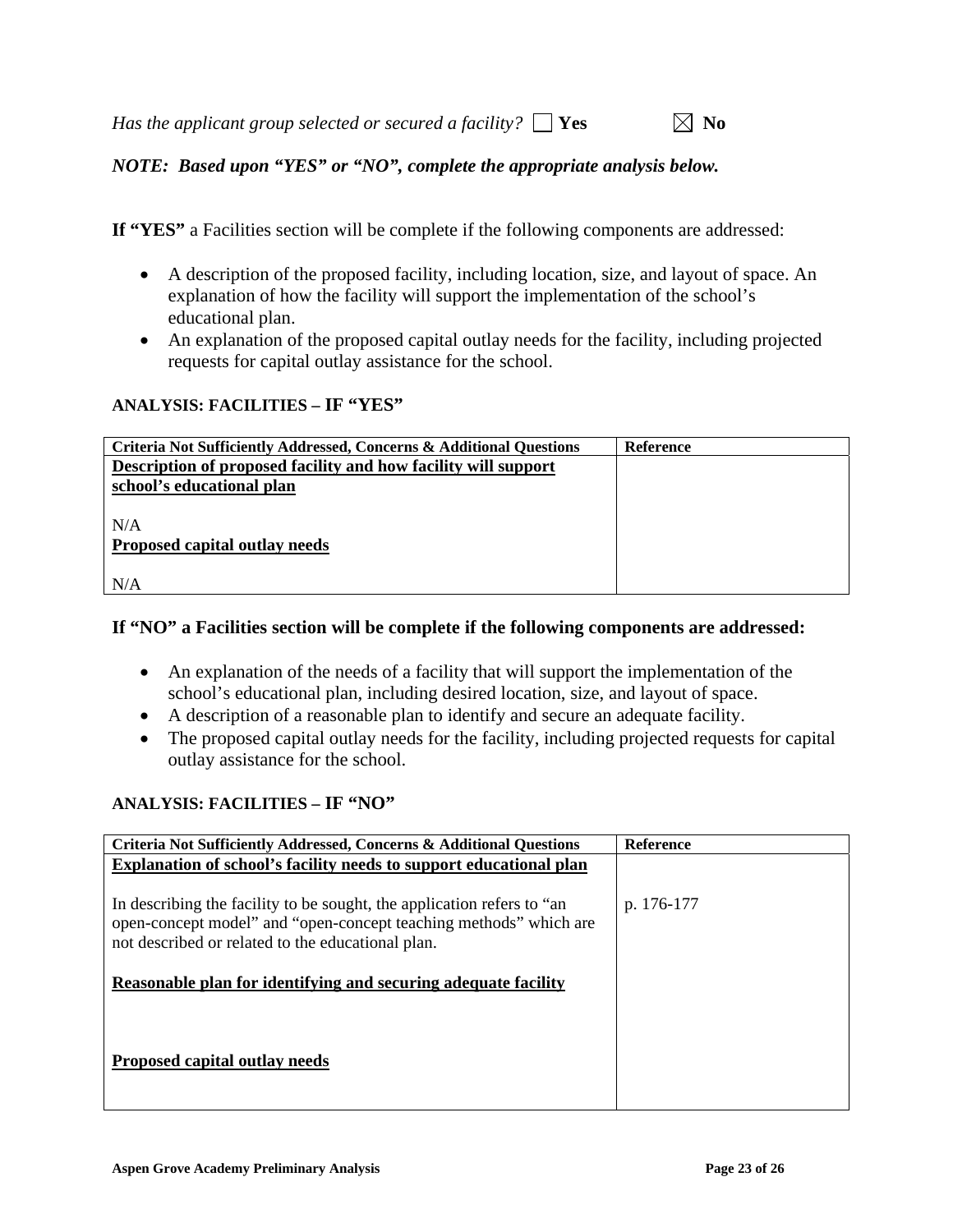*Has the applicant group selected or secured a facility?* ☐ **Yes** ☒ **No**

***NOTE: Based upon "YES" or "NO", complete the appropriate analysis below.***

**If "YES"** a Facilities section will be complete if the following components are addressed:

- A description of the proposed facility, including location, size, and layout of space. An explanation of how the facility will support the implementation of the school's educational plan.
- An explanation of the proposed capital outlay needs for the facility, including projected requests for capital outlay assistance for the school.

### ANALYSIS: FACILITIES – IF "YES"

| Criteria Not Sufficiently Addressed, Concerns & Additional Questions | Reference |
|---|---|
| **Description of proposed facility and how facility will support school's educational plan**<br><br>N/A | |
| **Proposed capital outlay needs**<br><br>N/A | |

**If "NO" a Facilities section will be complete if the following components are addressed:**

- An explanation of the needs of a facility that will support the implementation of the school's educational plan, including desired location, size, and layout of space.
- A description of a reasonable plan to identify and secure an adequate facility.
- The proposed capital outlay needs for the facility, including projected requests for capital outlay assistance for the school.

### ANALYSIS: FACILITIES – IF "NO"

| Criteria Not Sufficiently Addressed, Concerns & Additional Questions | Reference |
|---|---|
| **Explanation of school's facility needs to support educational plan**<br><br>In describing the facility to be sought, the application refers to "an open-concept model" and "open-concept teaching methods" which are not described or related to the educational plan. | p. 176-177 |
| **Reasonable plan for identifying and securing adequate facility** | |
| **Proposed capital outlay needs** | |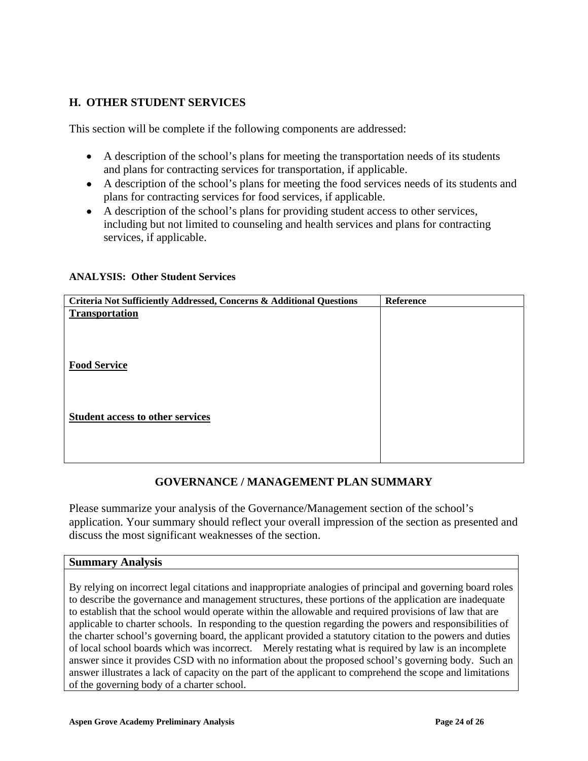## H. OTHER STUDENT SERVICES

This section will be complete if the following components are addressed:

- A description of the school's plans for meeting the transportation needs of its students and plans for contracting services for transportation, if applicable.
- A description of the school's plans for meeting the food services needs of its students and plans for contracting services for food services, if applicable.
- A description of the school's plans for providing student access to other services, including but not limited to counseling and health services and plans for contracting services, if applicable.

**ANALYSIS: Other Student Services**

| Criteria Not Sufficiently Addressed, Concerns & Additional Questions | Reference |
| --- | --- |
| **Transportation** | |
| **Food Service** | |
| **Student access to other services** | |

### GOVERNANCE / MANAGEMENT PLAN SUMMARY

Please summarize your analysis of the Governance/Management section of the school's application. Your summary should reflect your overall impression of the section as presented and discuss the most significant weaknesses of the section.

| Summary Analysis |
| --- |
| By relying on incorrect legal citations and inappropriate analogies of principal and governing board roles to describe the governance and management structures, these portions of the application are inadequate to establish that the school would operate within the allowable and required provisions of law that are applicable to charter schools. In responding to the question regarding the powers and responsibilities of the charter school's governing board, the applicant provided a statutory citation to the powers and duties of local school boards which was incorrect. Merely restating what is required by law is an incomplete answer since it provides CSD with no information about the proposed school's governing body. Such an answer illustrates a lack of capacity on the part of the applicant to comprehend the scope and limitations of the governing body of a charter school. |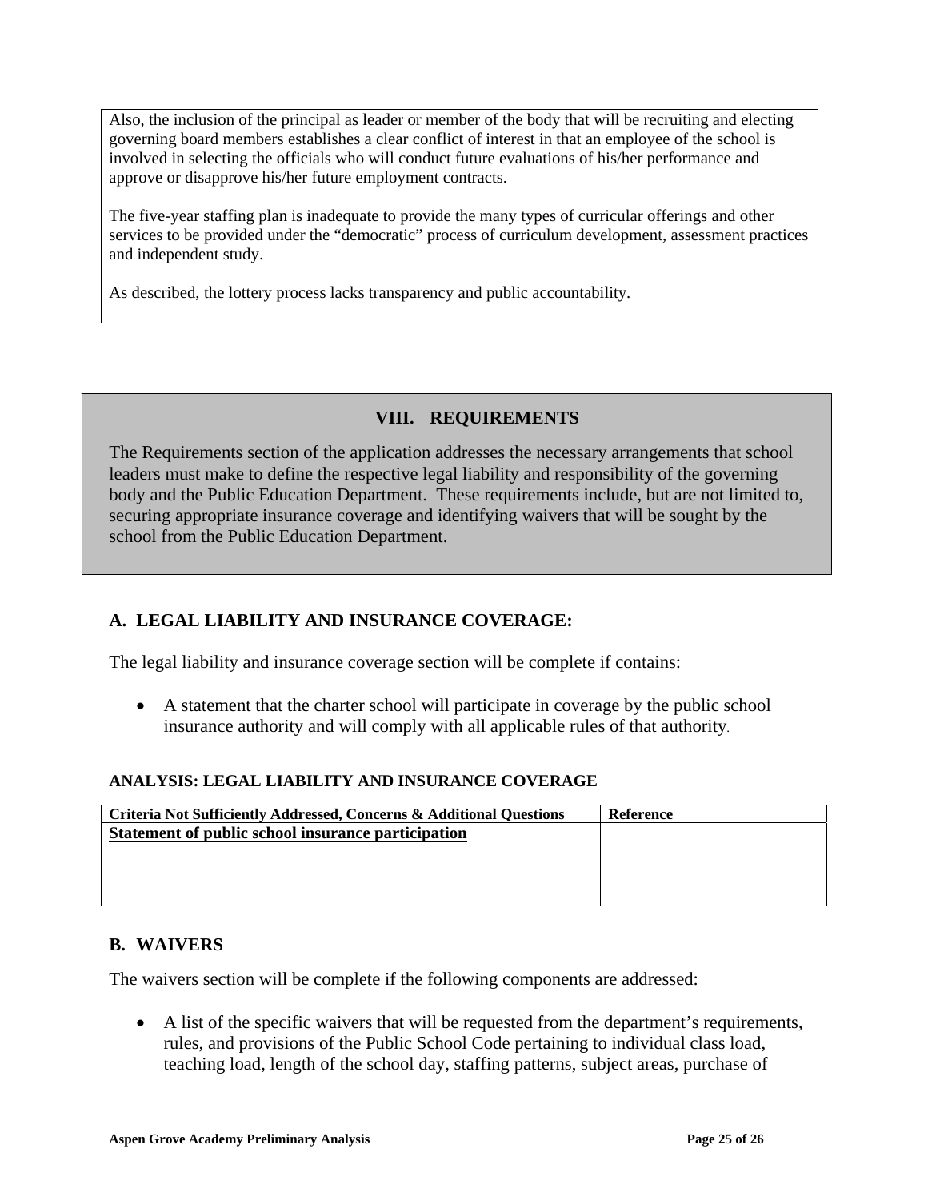Also, the inclusion of the principal as leader or member of the body that will be recruiting and electing governing board members establishes a clear conflict of interest in that an employee of the school is involved in selecting the officials who will conduct future evaluations of his/her performance and approve or disapprove his/her future employment contracts.

The five-year staffing plan is inadequate to provide the many types of curricular offerings and other services to be provided under the "democratic" process of curriculum development, assessment practices and independent study.

As described, the lottery process lacks transparency and public accountability.

## VIII. REQUIREMENTS

The Requirements section of the application addresses the necessary arrangements that school leaders must make to define the respective legal liability and responsibility of the governing body and the Public Education Department. These requirements include, but are not limited to, securing appropriate insurance coverage and identifying waivers that will be sought by the school from the Public Education Department.

### A. LEGAL LIABILITY AND INSURANCE COVERAGE:

The legal liability and insurance coverage section will be complete if contains:

- A statement that the charter school will participate in coverage by the public school insurance authority and will comply with all applicable rules of that authority.

#### ANALYSIS: LEGAL LIABILITY AND INSURANCE COVERAGE

| Criteria Not Sufficiently Addressed, Concerns & Additional Questions | Reference |
|---|---|
| <u>**Statement of public school insurance participation**</u> | |

### B. WAIVERS

The waivers section will be complete if the following components are addressed:

- A list of the specific waivers that will be requested from the department's requirements, rules, and provisions of the Public School Code pertaining to individual class load, teaching load, length of the school day, staffing patterns, subject areas, purchase of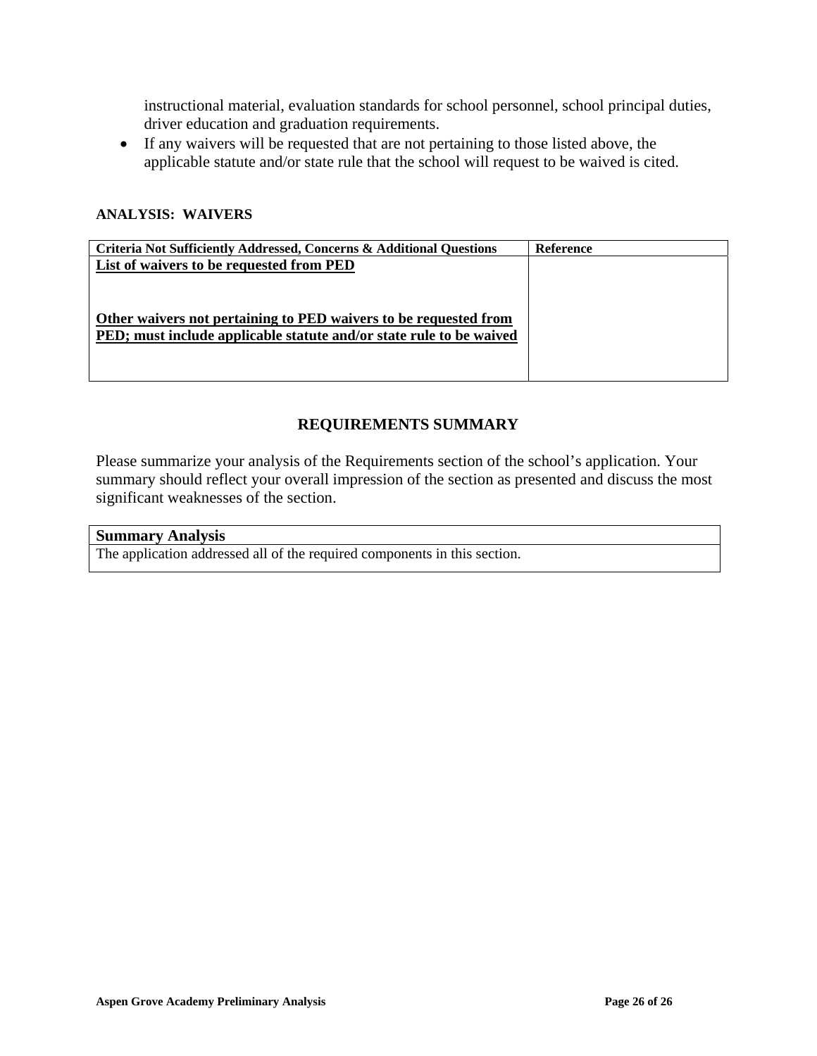instructional material, evaluation standards for school personnel, school principal duties, driver education and graduation requirements.

- If any waivers will be requested that are not pertaining to those listed above, the applicable statute and/or state rule that the school will request to be waived is cited.

**ANALYSIS: WAIVERS**

| Criteria Not Sufficiently Addressed, Concerns & Additional Questions | Reference |
|---|---|
| **List of waivers to be requested from PED** | |
| **Other waivers not pertaining to PED waivers to be requested from PED; must include applicable statute and/or state rule to be waived** | |

## REQUIREMENTS SUMMARY

Please summarize your analysis of the Requirements section of the school's application. Your summary should reflect your overall impression of the section as presented and discuss the most significant weaknesses of the section.

| Summary Analysis |
|---|
| The application addressed all of the required components in this section. |